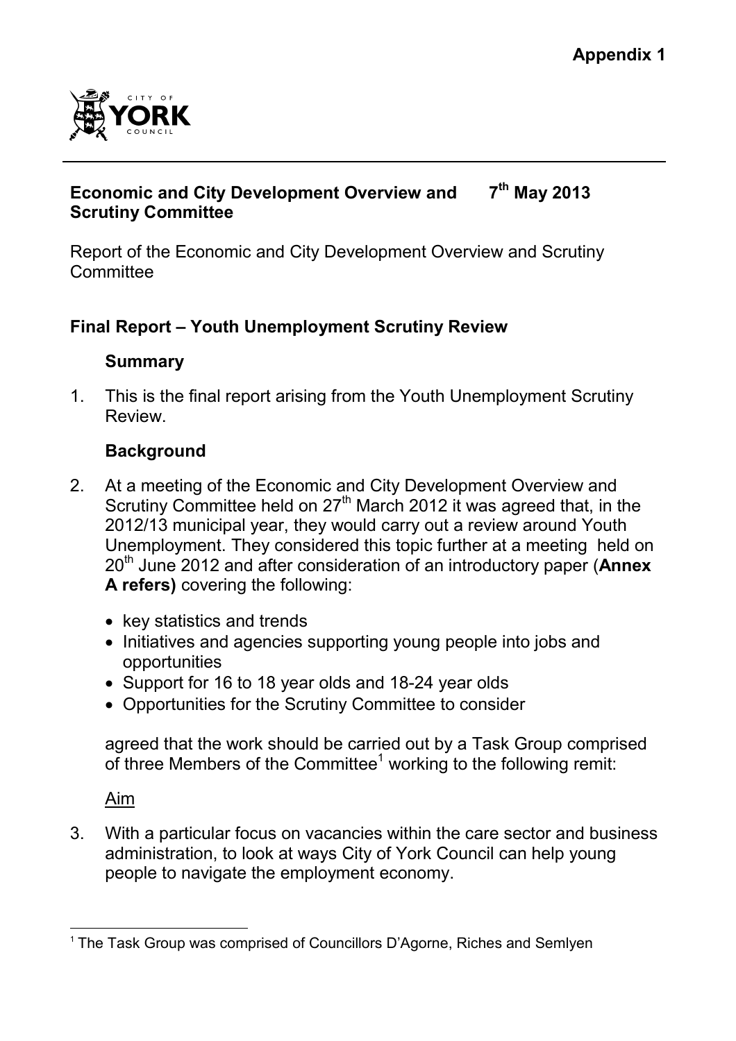**Appendix 1**

CITY OF YORK COUNCIL

**Economic and City Development Overview and Scrutiny Committee** **7th May 2013**

Report of the Economic and City Development Overview and Scrutiny Committee

## Final Report – Youth Unemployment Scrutiny Review

### Summary

1. This is the final report arising from the Youth Unemployment Scrutiny Review.

### Background

2. At a meeting of the Economic and City Development Overview and Scrutiny Committee held on 27th March 2012 it was agreed that, in the 2012/13 municipal year, they would carry out a review around Youth Unemployment. They considered this topic further at a meeting held on 20th June 2012 and after consideration of an introductory paper (**Annex A refers)** covering the following:

   - key statistics and trends
   - Initiatives and agencies supporting young people into jobs and opportunities
   - Support for 16 to 18 year olds and 18-24 year olds
   - Opportunities for the Scrutiny Committee to consider

   agreed that the work should be carried out by a Task Group comprised of three Members of the Committee[1] working to the following remit:

   Aim

3. With a particular focus on vacancies within the care sector and business administration, to look at ways City of York Council can help young people to navigate the employment economy.

[1] The Task Group was comprised of Councillors D'Agorne, Riches and Semlyen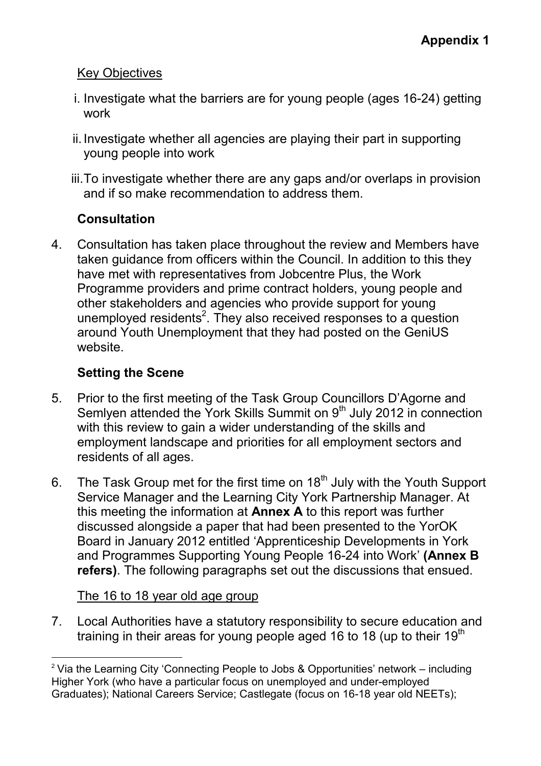**Appendix 1**

Key Objectives

i. Investigate what the barriers are for young people (ages 16-24) getting work

ii. Investigate whether all agencies are playing their part in supporting young people into work

iii. To investigate whether there are any gaps and/or overlaps in provision and if so make recommendation to address them.

**Consultation**

4. Consultation has taken place throughout the review and Members have taken guidance from officers within the Council. In addition to this they have met with representatives from Jobcentre Plus, the Work Programme providers and prime contract holders, young people and other stakeholders and agencies who provide support for young unemployed residents[2]. They also received responses to a question around Youth Unemployment that they had posted on the GeniUS website.

**Setting the Scene**

5. Prior to the first meeting of the Task Group Councillors D'Agorne and Semlyen attended the York Skills Summit on 9th July 2012 in connection with this review to gain a wider understanding of the skills and employment landscape and priorities for all employment sectors and residents of all ages.

6. The Task Group met for the first time on 18th July with the Youth Support Service Manager and the Learning City York Partnership Manager. At this meeting the information at **Annex A** to this report was further discussed alongside a paper that had been presented to the YorOK Board in January 2012 entitled 'Apprenticeship Developments in York and Programmes Supporting Young People 16-24 into Work' **(Annex B refers)**. The following paragraphs set out the discussions that ensued.

The 16 to 18 year old age group

7. Local Authorities have a statutory responsibility to secure education and training in their areas for young people aged 16 to 18 (up to their 19th

[2] Via the Learning City 'Connecting People to Jobs & Opportunities' network – including Higher York (who have a particular focus on unemployed and under-employed Graduates); National Careers Service; Castlegate (focus on 16-18 year old NEETs);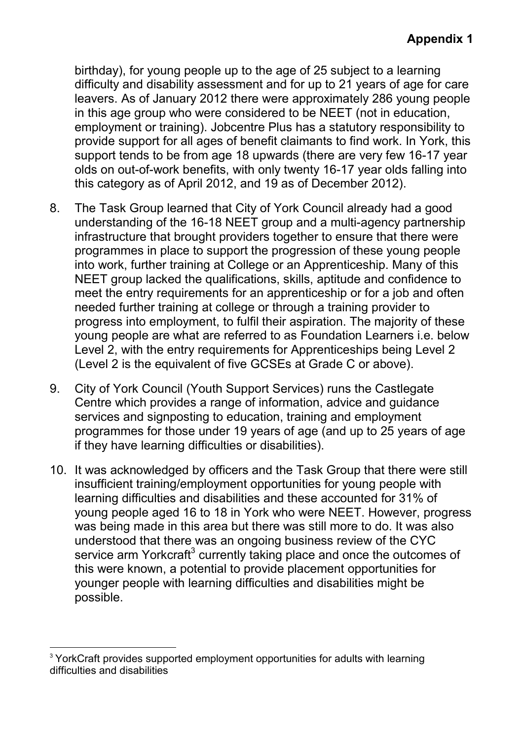birthday), for young people up to the age of 25 subject to a learning difficulty and disability assessment and for up to 21 years of age for care leavers. As of January 2012 there were approximately 286 young people in this age group who were considered to be NEET (not in education, employment or training). Jobcentre Plus has a statutory responsibility to provide support for all ages of benefit claimants to find work. In York, this support tends to be from age 18 upwards (there are very few 16-17 year olds on out-of-work benefits, with only twenty 16-17 year olds falling into this category as of April 2012, and 19 as of December 2012).

8. The Task Group learned that City of York Council already had a good understanding of the 16-18 NEET group and a multi-agency partnership infrastructure that brought providers together to ensure that there were programmes in place to support the progression of these young people into work, further training at College or an Apprenticeship. Many of this NEET group lacked the qualifications, skills, aptitude and confidence to meet the entry requirements for an apprenticeship or for a job and often needed further training at college or through a training provider to progress into employment, to fulfil their aspiration. The majority of these young people are what are referred to as Foundation Learners i.e. below Level 2, with the entry requirements for Apprenticeships being Level 2 (Level 2 is the equivalent of five GCSEs at Grade C or above).

9. City of York Council (Youth Support Services) runs the Castlegate Centre which provides a range of information, advice and guidance services and signposting to education, training and employment programmes for those under 19 years of age (and up to 25 years of age if they have learning difficulties or disabilities).

10. It was acknowledged by officers and the Task Group that there were still insufficient training/employment opportunities for young people with learning difficulties and disabilities and these accounted for 31% of young people aged 16 to 18 in York who were NEET. However, progress was being made in this area but there was still more to do. It was also understood that there was an ongoing business review of the CYC service arm Yorkcraft[3] currently taking place and once the outcomes of this were known, a potential to provide placement opportunities for younger people with learning difficulties and disabilities might be possible.

[3] YorkCraft provides supported employment opportunities for adults with learning difficulties and disabilities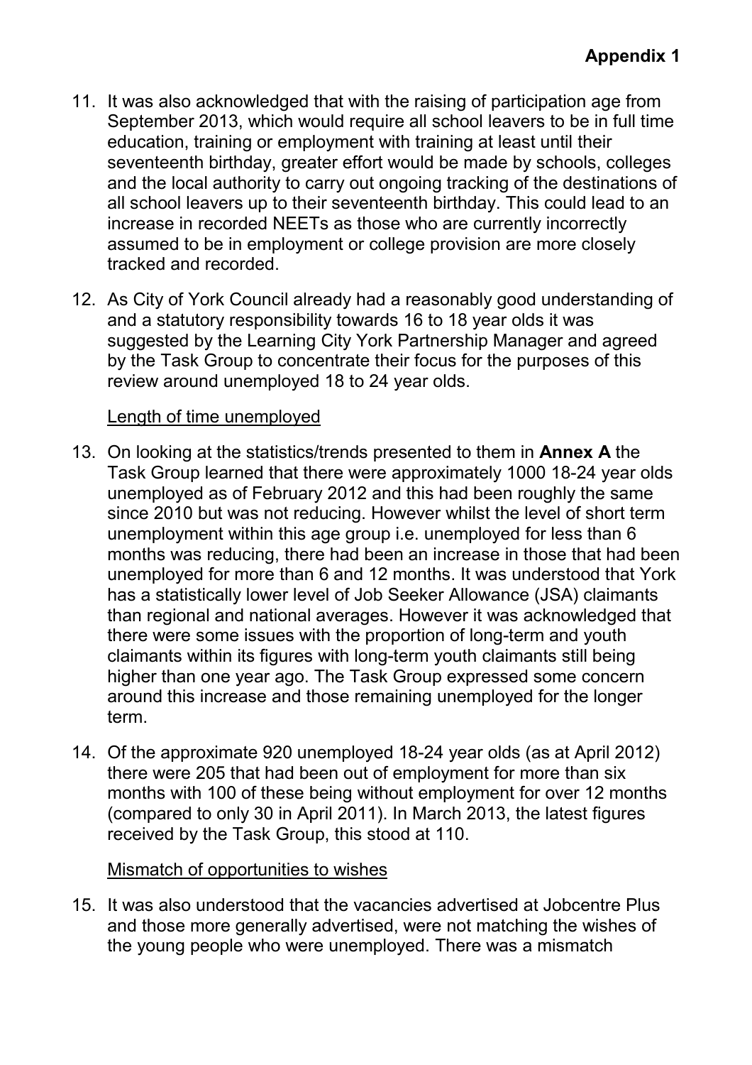**Appendix 1**

11. It was also acknowledged that with the raising of participation age from September 2013, which would require all school leavers to be in full time education, training or employment with training at least until their seventeenth birthday, greater effort would be made by schools, colleges and the local authority to carry out ongoing tracking of the destinations of all school leavers up to their seventeenth birthday. This could lead to an increase in recorded NEETs as those who are currently incorrectly assumed to be in employment or college provision are more closely tracked and recorded.

12. As City of York Council already had a reasonably good understanding of and a statutory responsibility towards 16 to 18 year olds it was suggested by the Learning City York Partnership Manager and agreed by the Task Group to concentrate their focus for the purposes of this review around unemployed 18 to 24 year olds.

Length of time unemployed

13. On looking at the statistics/trends presented to them in **Annex A** the Task Group learned that there were approximately 1000 18-24 year olds unemployed as of February 2012 and this had been roughly the same since 2010 but was not reducing. However whilst the level of short term unemployment within this age group i.e. unemployed for less than 6 months was reducing, there had been an increase in those that had been unemployed for more than 6 and 12 months. It was understood that York has a statistically lower level of Job Seeker Allowance (JSA) claimants than regional and national averages. However it was acknowledged that there were some issues with the proportion of long-term and youth claimants within its figures with long-term youth claimants still being higher than one year ago. The Task Group expressed some concern around this increase and those remaining unemployed for the longer term.

14. Of the approximate 920 unemployed 18-24 year olds (as at April 2012) there were 205 that had been out of employment for more than six months with 100 of these being without employment for over 12 months (compared to only 30 in April 2011). In March 2013, the latest figures received by the Task Group, this stood at 110.

Mismatch of opportunities to wishes

15. It was also understood that the vacancies advertised at Jobcentre Plus and those more generally advertised, were not matching the wishes of the young people who were unemployed. There was a mismatch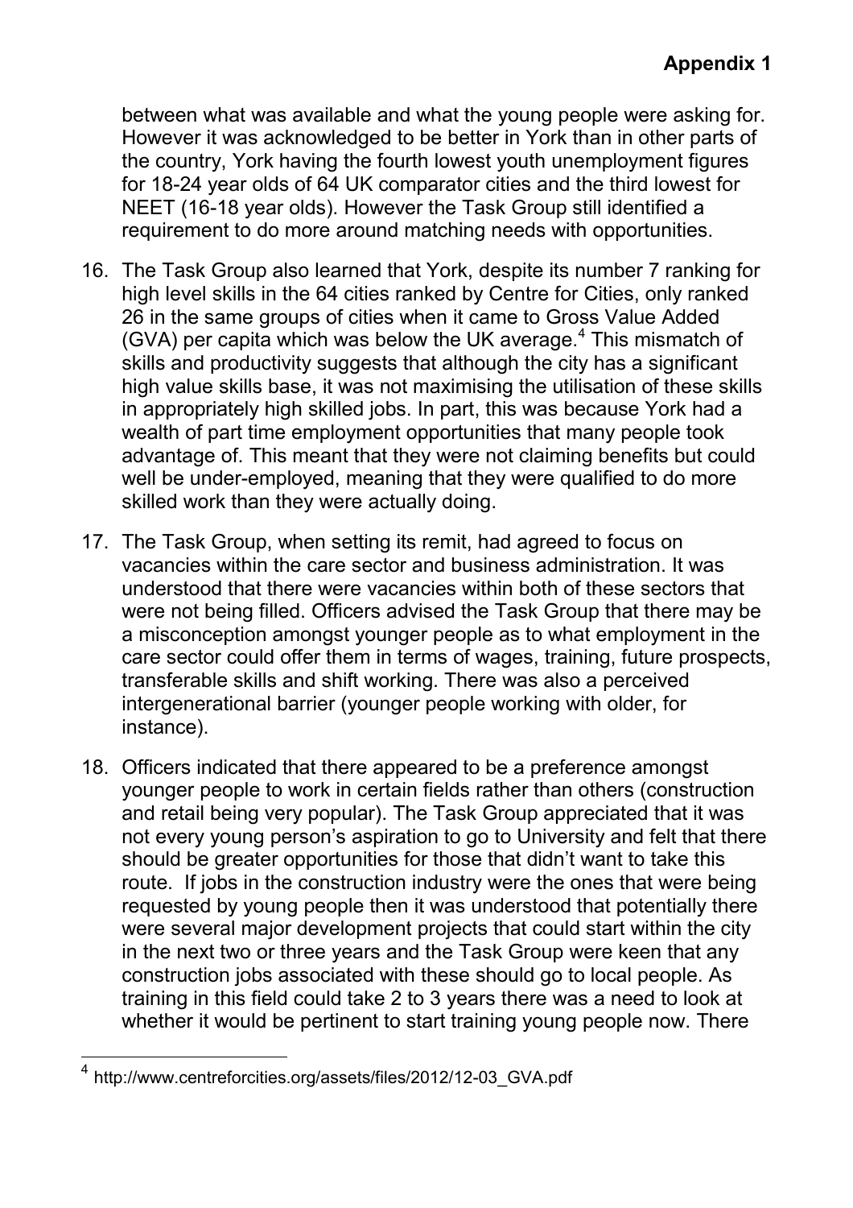between what was available and what the young people were asking for. However it was acknowledged to be better in York than in other parts of the country, York having the fourth lowest youth unemployment figures for 18-24 year olds of 64 UK comparator cities and the third lowest for NEET (16-18 year olds). However the Task Group still identified a requirement to do more around matching needs with opportunities.

16. The Task Group also learned that York, despite its number 7 ranking for high level skills in the 64 cities ranked by Centre for Cities, only ranked 26 in the same groups of cities when it came to Gross Value Added (GVA) per capita which was below the UK average.[4] This mismatch of skills and productivity suggests that although the city has a significant high value skills base, it was not maximising the utilisation of these skills in appropriately high skilled jobs. In part, this was because York had a wealth of part time employment opportunities that many people took advantage of. This meant that they were not claiming benefits but could well be under-employed, meaning that they were qualified to do more skilled work than they were actually doing.

17. The Task Group, when setting its remit, had agreed to focus on vacancies within the care sector and business administration. It was understood that there were vacancies within both of these sectors that were not being filled. Officers advised the Task Group that there may be a misconception amongst younger people as to what employment in the care sector could offer them in terms of wages, training, future prospects, transferable skills and shift working. There was also a perceived intergenerational barrier (younger people working with older, for instance).

18. Officers indicated that there appeared to be a preference amongst younger people to work in certain fields rather than others (construction and retail being very popular). The Task Group appreciated that it was not every young person's aspiration to go to University and felt that there should be greater opportunities for those that didn't want to take this route. If jobs in the construction industry were the ones that were being requested by young people then it was understood that potentially there were several major development projects that could start within the city in the next two or three years and the Task Group were keen that any construction jobs associated with these should go to local people. As training in this field could take 2 to 3 years there was a need to look at whether it would be pertinent to start training young people now. There

---

[4] http://www.centreforcities.org/assets/files/2012/12-03_GVA.pdf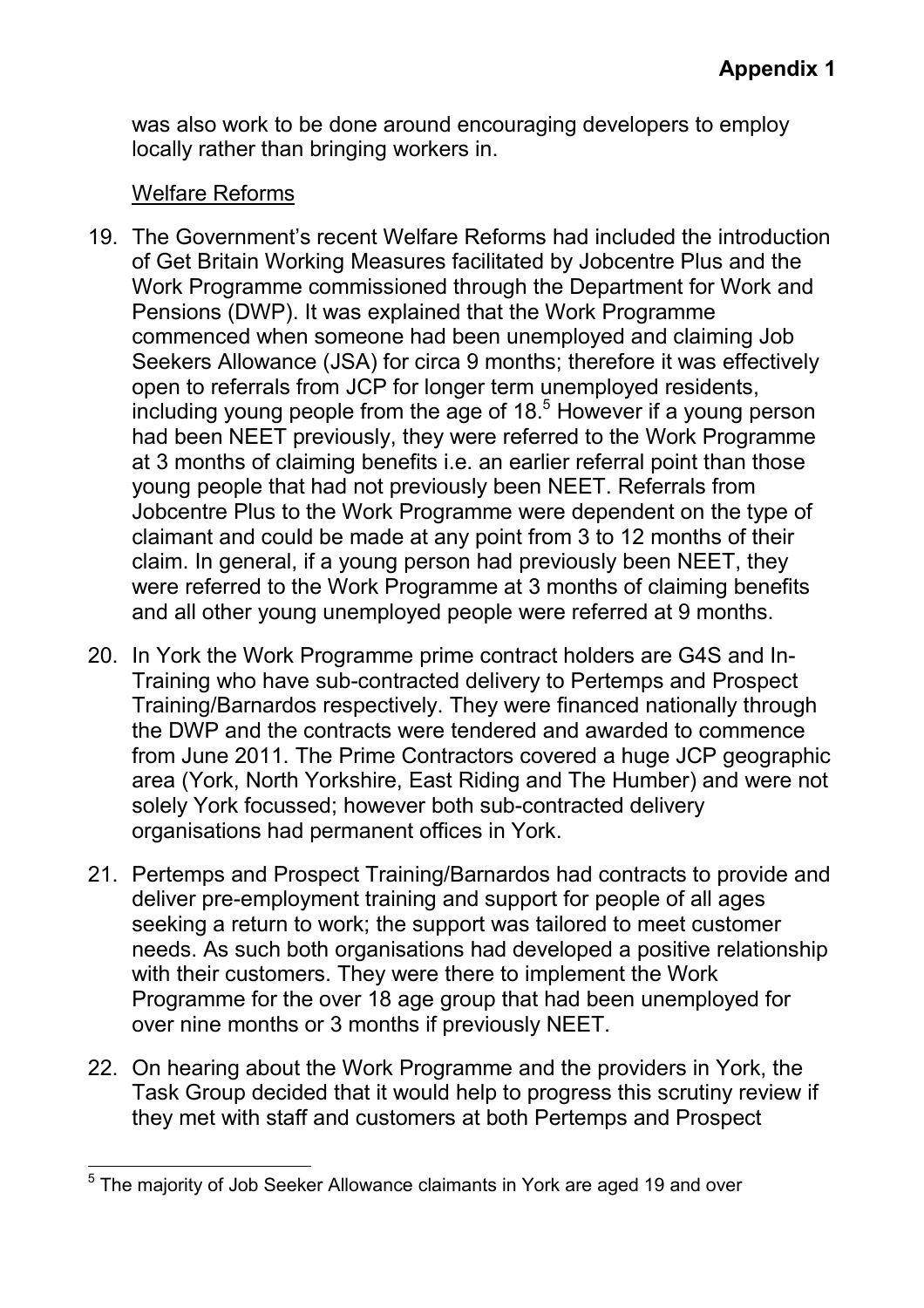was also work to be done around encouraging developers to employ locally rather than bringing workers in.

Welfare Reforms

19. The Government's recent Welfare Reforms had included the introduction of Get Britain Working Measures facilitated by Jobcentre Plus and the Work Programme commissioned through the Department for Work and Pensions (DWP). It was explained that the Work Programme commenced when someone had been unemployed and claiming Job Seekers Allowance (JSA) for circa 9 months; therefore it was effectively open to referrals from JCP for longer term unemployed residents, including young people from the age of 18.[5] However if a young person had been NEET previously, they were referred to the Work Programme at 3 months of claiming benefits i.e. an earlier referral point than those young people that had not previously been NEET. Referrals from Jobcentre Plus to the Work Programme were dependent on the type of claimant and could be made at any point from 3 to 12 months of their claim. In general, if a young person had previously been NEET, they were referred to the Work Programme at 3 months of claiming benefits and all other young unemployed people were referred at 9 months.

20. In York the Work Programme prime contract holders are G4S and In-Training who have sub-contracted delivery to Pertemps and Prospect Training/Barnardos respectively. They were financed nationally through the DWP and the contracts were tendered and awarded to commence from June 2011. The Prime Contractors covered a huge JCP geographic area (York, North Yorkshire, East Riding and The Humber) and were not solely York focussed; however both sub-contracted delivery organisations had permanent offices in York.

21. Pertemps and Prospect Training/Barnardos had contracts to provide and deliver pre-employment training and support for people of all ages seeking a return to work; the support was tailored to meet customer needs. As such both organisations had developed a positive relationship with their customers. They were there to implement the Work Programme for the over 18 age group that had been unemployed for over nine months or 3 months if previously NEET.

22. On hearing about the Work Programme and the providers in York, the Task Group decided that it would help to progress this scrutiny review if they met with staff and customers at both Pertemps and Prospect

[5] The majority of Job Seeker Allowance claimants in York are aged 19 and over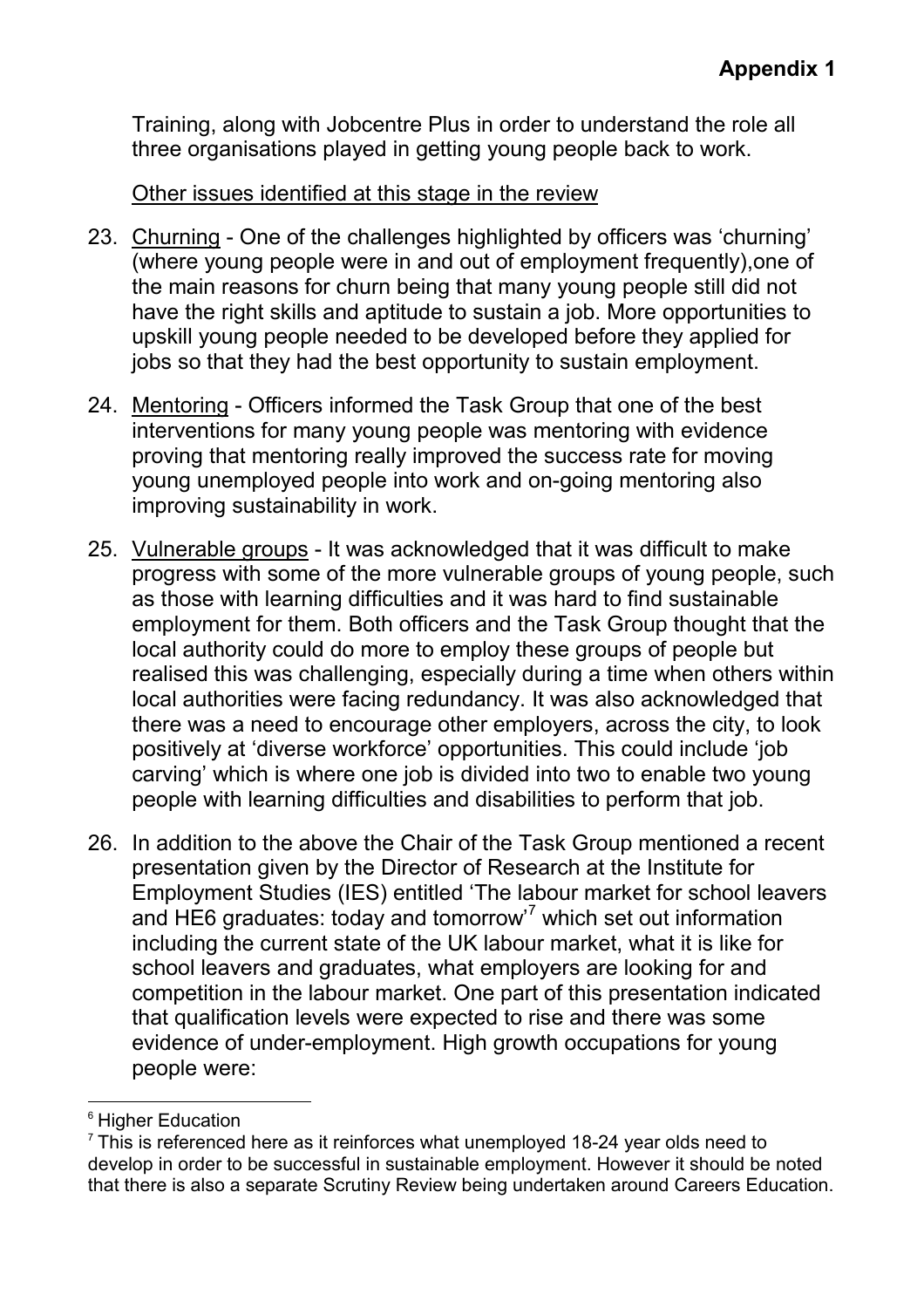Training, along with Jobcentre Plus in order to understand the role all three organisations played in getting young people back to work.

Other issues identified at this stage in the review

23. Churning - One of the challenges highlighted by officers was 'churning' (where young people were in and out of employment frequently),one of the main reasons for churn being that many young people still did not have the right skills and aptitude to sustain a job. More opportunities to upskill young people needed to be developed before they applied for jobs so that they had the best opportunity to sustain employment.

24. Mentoring - Officers informed the Task Group that one of the best interventions for many young people was mentoring with evidence proving that mentoring really improved the success rate for moving young unemployed people into work and on-going mentoring also improving sustainability in work.

25. Vulnerable groups - It was acknowledged that it was difficult to make progress with some of the more vulnerable groups of young people, such as those with learning difficulties and it was hard to find sustainable employment for them. Both officers and the Task Group thought that the local authority could do more to employ these groups of people but realised this was challenging, especially during a time when others within local authorities were facing redundancy. It was also acknowledged that there was a need to encourage other employers, across the city, to look positively at 'diverse workforce' opportunities. This could include 'job carving' which is where one job is divided into two to enable two young people with learning difficulties and disabilities to perform that job.

26. In addition to the above the Chair of the Task Group mentioned a recent presentation given by the Director of Research at the Institute for Employment Studies (IES) entitled 'The labour market for school leavers and HE[6] graduates: today and tomorrow'[7] which set out information including the current state of the UK labour market, what it is like for school leavers and graduates, what employers are looking for and competition in the labour market. One part of this presentation indicated that qualification levels were expected to rise and there was some evidence of under-employment. High growth occupations for young people were:

---

[6] Higher Education

[7] This is referenced here as it reinforces what unemployed 18-24 year olds need to develop in order to be successful in sustainable employment. However it should be noted that there is also a separate Scrutiny Review being undertaken around Careers Education.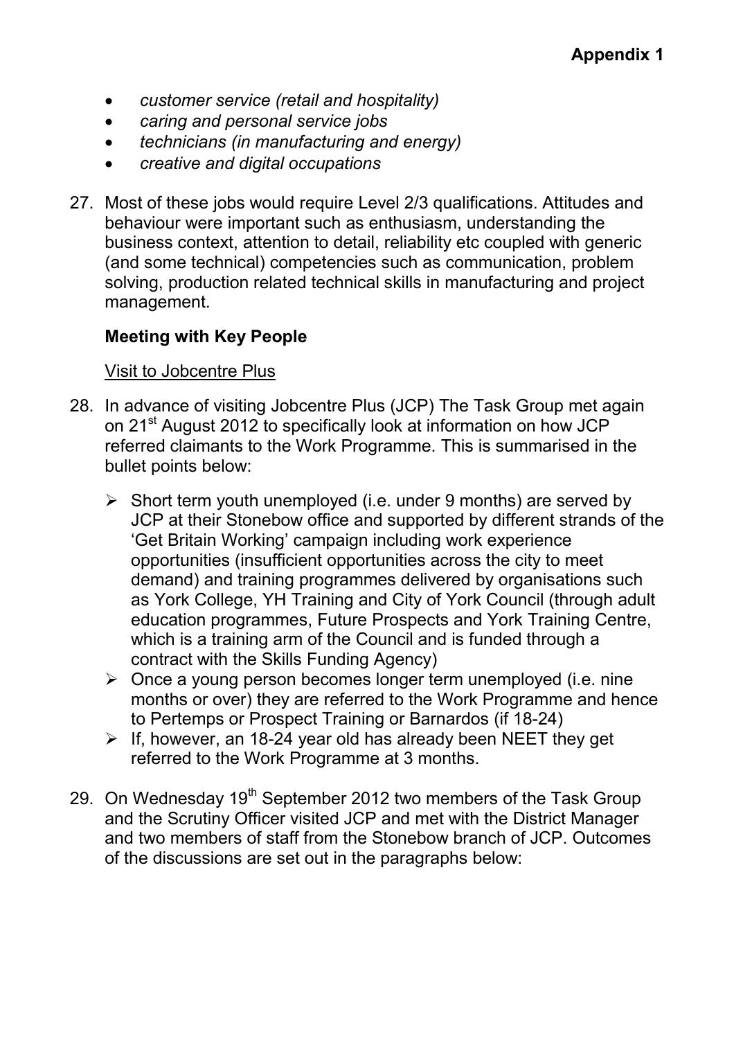- *customer service (retail and hospitality)*
- *caring and personal service jobs*
- *technicians (in manufacturing and energy)*
- *creative and digital occupations*

27. Most of these jobs would require Level 2/3 qualifications. Attitudes and behaviour were important such as enthusiasm, understanding the business context, attention to detail, reliability etc coupled with generic (and some technical) competencies such as communication, problem solving, production related technical skills in manufacturing and project management.

**Meeting with Key People**

Visit to Jobcentre Plus

28. In advance of visiting Jobcentre Plus (JCP) The Task Group met again on 21st August 2012 to specifically look at information on how JCP referred claimants to the Work Programme. This is summarised in the bullet points below:

    - Short term youth unemployed (i.e. under 9 months) are served by JCP at their Stonebow office and supported by different strands of the 'Get Britain Working' campaign including work experience opportunities (insufficient opportunities across the city to meet demand) and training programmes delivered by organisations such as York College, YH Training and City of York Council (through adult education programmes, Future Prospects and York Training Centre, which is a training arm of the Council and is funded through a contract with the Skills Funding Agency)
    - Once a young person becomes longer term unemployed (i.e. nine months or over) they are referred to the Work Programme and hence to Pertemps or Prospect Training or Barnardos (if 18-24)
    - If, however, an 18-24 year old has already been NEET they get referred to the Work Programme at 3 months.

29. On Wednesday 19th September 2012 two members of the Task Group and the Scrutiny Officer visited JCP and met with the District Manager and two members of staff from the Stonebow branch of JCP. Outcomes of the discussions are set out in the paragraphs below: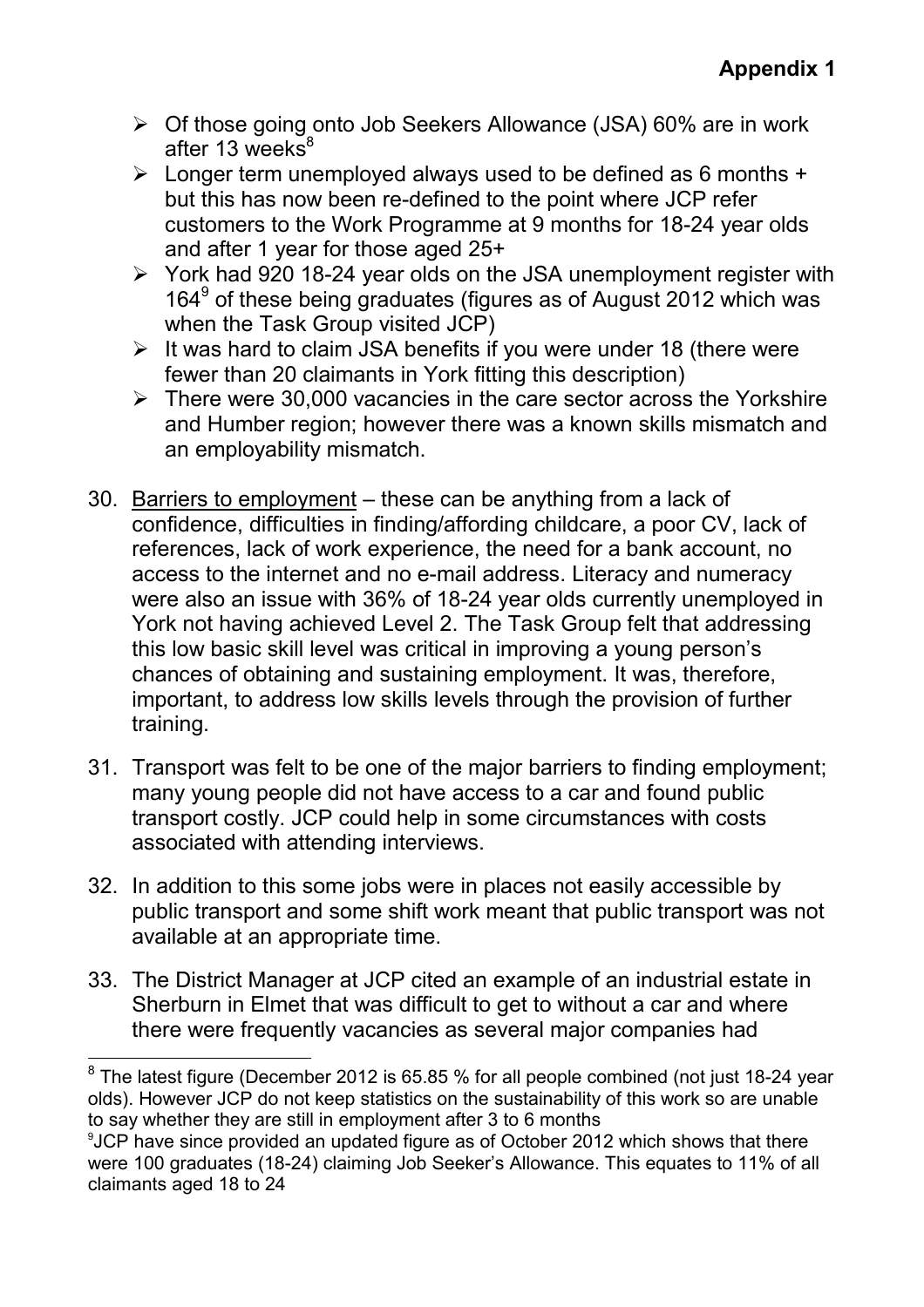**Appendix 1**

- Of those going onto Job Seekers Allowance (JSA) 60% are in work after 13 weeks[8]
- Longer term unemployed always used to be defined as 6 months + but this has now been re-defined to the point where JCP refer customers to the Work Programme at 9 months for 18-24 year olds and after 1 year for those aged 25+
- York had 920 18-24 year olds on the JSA unemployment register with 164[9] of these being graduates (figures as of August 2012 which was when the Task Group visited JCP)
- It was hard to claim JSA benefits if you were under 18 (there were fewer than 20 claimants in York fitting this description)
- There were 30,000 vacancies in the care sector across the Yorkshire and Humber region; however there was a known skills mismatch and an employability mismatch.

30. Barriers to employment – these can be anything from a lack of confidence, difficulties in finding/affording childcare, a poor CV, lack of references, lack of work experience, the need for a bank account, no access to the internet and no e-mail address. Literacy and numeracy were also an issue with 36% of 18-24 year olds currently unemployed in York not having achieved Level 2. The Task Group felt that addressing this low basic skill level was critical in improving a young person's chances of obtaining and sustaining employment. It was, therefore, important, to address low skills levels through the provision of further training.

31. Transport was felt to be one of the major barriers to finding employment; many young people did not have access to a car and found public transport costly. JCP could help in some circumstances with costs associated with attending interviews.

32. In addition to this some jobs were in places not easily accessible by public transport and some shift work meant that public transport was not available at an appropriate time.

33. The District Manager at JCP cited an example of an industrial estate in Sherburn in Elmet that was difficult to get to without a car and where there were frequently vacancies as several major companies had

---

[8] The latest figure (December 2012 is 65.85 % for all people combined (not just 18-24 year olds). However JCP do not keep statistics on the sustainability of this work so are unable to say whether they are still in employment after 3 to 6 months

[9] JCP have since provided an updated figure as of October 2012 which shows that there were 100 graduates (18-24) claiming Job Seeker's Allowance. This equates to 11% of all claimants aged 18 to 24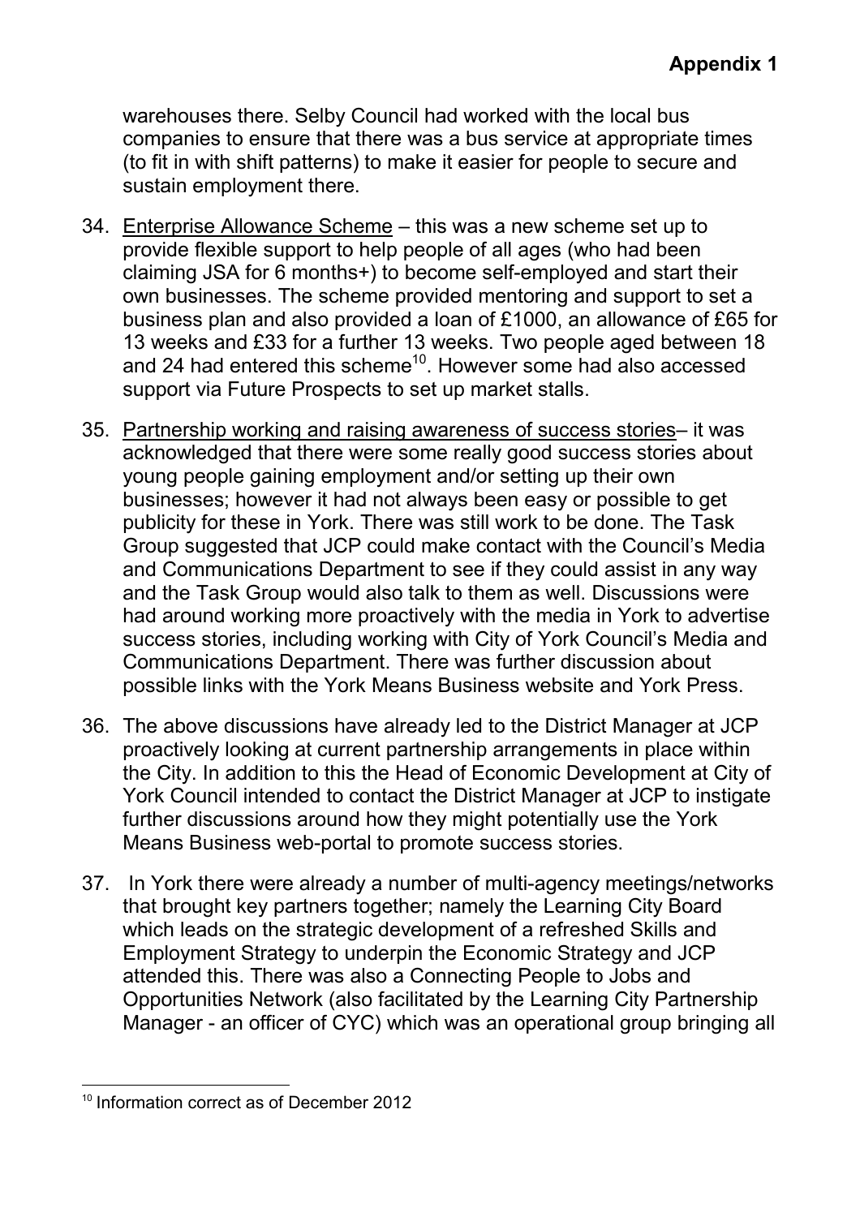warehouses there. Selby Council had worked with the local bus companies to ensure that there was a bus service at appropriate times (to fit in with shift patterns) to make it easier for people to secure and sustain employment there.

34. Enterprise Allowance Scheme – this was a new scheme set up to provide flexible support to help people of all ages (who had been claiming JSA for 6 months+) to become self-employed and start their own businesses. The scheme provided mentoring and support to set a business plan and also provided a loan of £1000, an allowance of £65 for 13 weeks and £33 for a further 13 weeks. Two people aged between 18 and 24 had entered this scheme[10]. However some had also accessed support via Future Prospects to set up market stalls.

35. Partnership working and raising awareness of success stories– it was acknowledged that there were some really good success stories about young people gaining employment and/or setting up their own businesses; however it had not always been easy or possible to get publicity for these in York. There was still work to be done. The Task Group suggested that JCP could make contact with the Council's Media and Communications Department to see if they could assist in any way and the Task Group would also talk to them as well. Discussions were had around working more proactively with the media in York to advertise success stories, including working with City of York Council's Media and Communications Department. There was further discussion about possible links with the York Means Business website and York Press.

36. The above discussions have already led to the District Manager at JCP proactively looking at current partnership arrangements in place within the City. In addition to this the Head of Economic Development at City of York Council intended to contact the District Manager at JCP to instigate further discussions around how they might potentially use the York Means Business web-portal to promote success stories.

37. In York there were already a number of multi-agency meetings/networks that brought key partners together; namely the Learning City Board which leads on the strategic development of a refreshed Skills and Employment Strategy to underpin the Economic Strategy and JCP attended this. There was also a Connecting People to Jobs and Opportunities Network (also facilitated by the Learning City Partnership Manager - an officer of CYC) which was an operational group bringing all

---

[10] Information correct as of December 2012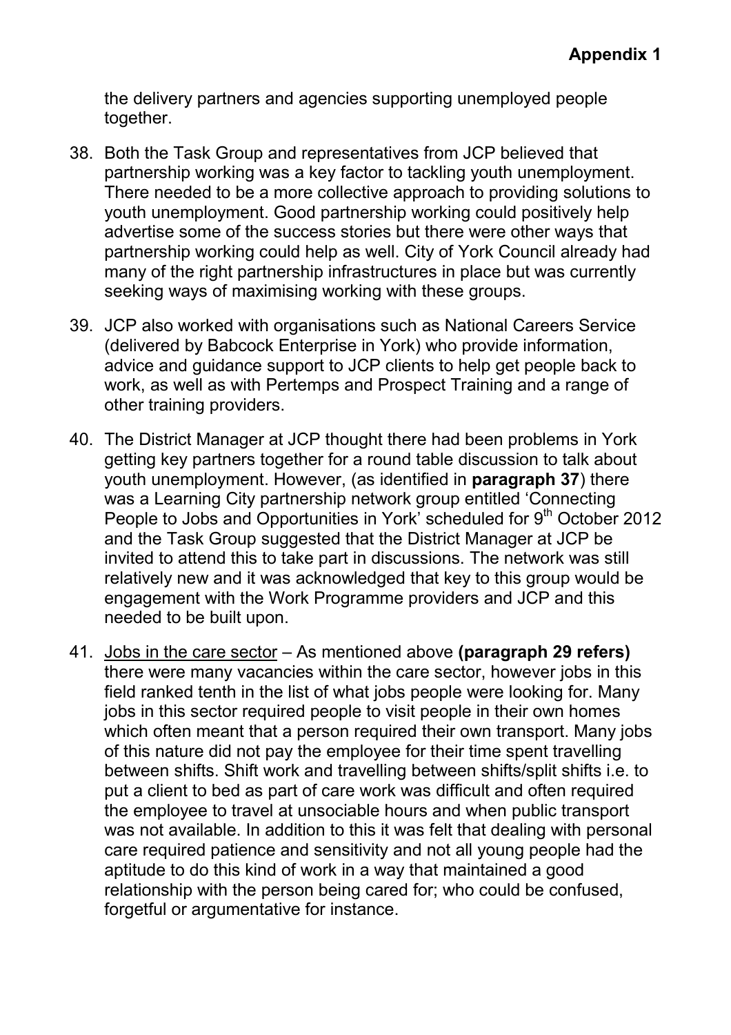the delivery partners and agencies supporting unemployed people together.

38. Both the Task Group and representatives from JCP believed that partnership working was a key factor to tackling youth unemployment. There needed to be a more collective approach to providing solutions to youth unemployment. Good partnership working could positively help advertise some of the success stories but there were other ways that partnership working could help as well. City of York Council already had many of the right partnership infrastructures in place but was currently seeking ways of maximising working with these groups.

39. JCP also worked with organisations such as National Careers Service (delivered by Babcock Enterprise in York) who provide information, advice and guidance support to JCP clients to help get people back to work, as well as with Pertemps and Prospect Training and a range of other training providers.

40. The District Manager at JCP thought there had been problems in York getting key partners together for a round table discussion to talk about youth unemployment. However, (as identified in **paragraph 37**) there was a Learning City partnership network group entitled 'Connecting People to Jobs and Opportunities in York' scheduled for 9th October 2012 and the Task Group suggested that the District Manager at JCP be invited to attend this to take part in discussions. The network was still relatively new and it was acknowledged that key to this group would be engagement with the Work Programme providers and JCP and this needed to be built upon.

41. <u>Jobs in the care sector</u> – As mentioned above **(paragraph 29 refers)** there were many vacancies within the care sector, however jobs in this field ranked tenth in the list of what jobs people were looking for. Many jobs in this sector required people to visit people in their own homes which often meant that a person required their own transport. Many jobs of this nature did not pay the employee for their time spent travelling between shifts. Shift work and travelling between shifts/split shifts i.e. to put a client to bed as part of care work was difficult and often required the employee to travel at unsociable hours and when public transport was not available. In addition to this it was felt that dealing with personal care required patience and sensitivity and not all young people had the aptitude to do this kind of work in a way that maintained a good relationship with the person being cared for; who could be confused, forgetful or argumentative for instance.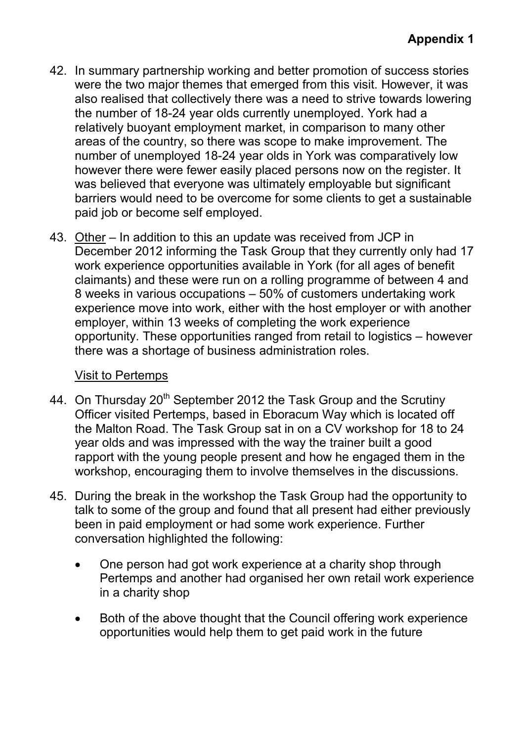**Appendix 1**

42. In summary partnership working and better promotion of success stories were the two major themes that emerged from this visit. However, it was also realised that collectively there was a need to strive towards lowering the number of 18-24 year olds currently unemployed. York had a relatively buoyant employment market, in comparison to many other areas of the country, so there was scope to make improvement. The number of unemployed 18-24 year olds in York was comparatively low however there were fewer easily placed persons now on the register. It was believed that everyone was ultimately employable but significant barriers would need to be overcome for some clients to get a sustainable paid job or become self employed.

43. <u>Other</u> – In addition to this an update was received from JCP in December 2012 informing the Task Group that they currently only had 17 work experience opportunities available in York (for all ages of benefit claimants) and these were run on a rolling programme of between 4 and 8 weeks in various occupations – 50% of customers undertaking work experience move into work, either with the host employer or with another employer, within 13 weeks of completing the work experience opportunity. These opportunities ranged from retail to logistics – however there was a shortage of business administration roles.

<u>Visit to Pertemps</u>

44. On Thursday 20th September 2012 the Task Group and the Scrutiny Officer visited Pertemps, based in Eboracum Way which is located off the Malton Road. The Task Group sat in on a CV workshop for 18 to 24 year olds and was impressed with the way the trainer built a good rapport with the young people present and how he engaged them in the workshop, encouraging them to involve themselves in the discussions.

45. During the break in the workshop the Task Group had the opportunity to talk to some of the group and found that all present had either previously been in paid employment or had some work experience. Further conversation highlighted the following:

    - One person had got work experience at a charity shop through Pertemps and another had organised her own retail work experience in a charity shop
    - Both of the above thought that the Council offering work experience opportunities would help them to get paid work in the future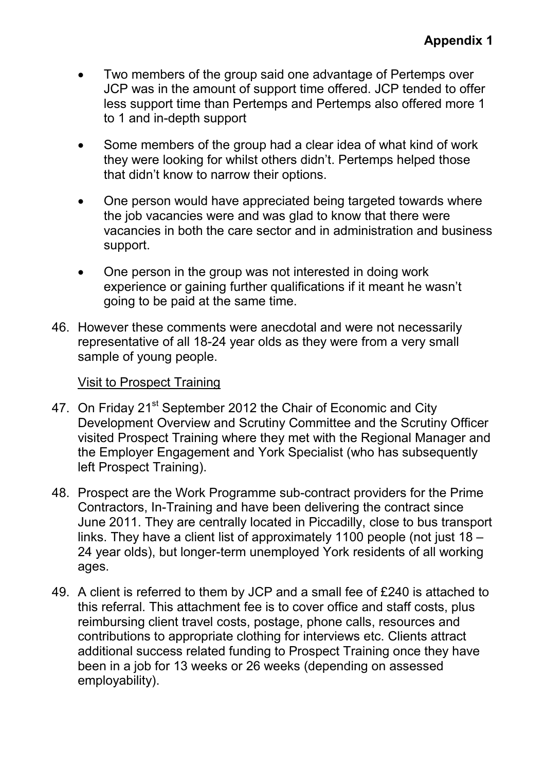**Appendix 1**

- Two members of the group said one advantage of Pertemps over JCP was in the amount of support time offered. JCP tended to offer less support time than Pertemps and Pertemps also offered more 1 to 1 and in-depth support
- Some members of the group had a clear idea of what kind of work they were looking for whilst others didn't. Pertemps helped those that didn't know to narrow their options.
- One person would have appreciated being targeted towards where the job vacancies were and was glad to know that there were vacancies in both the care sector and in administration and business support.
- One person in the group was not interested in doing work experience or gaining further qualifications if it meant he wasn't going to be paid at the same time.

46. However these comments were anecdotal and were not necessarily representative of all 18-24 year olds as they were from a very small sample of young people.

<u>Visit to Prospect Training</u>

47. On Friday 21st September 2012 the Chair of Economic and City Development Overview and Scrutiny Committee and the Scrutiny Officer visited Prospect Training where they met with the Regional Manager and the Employer Engagement and York Specialist (who has subsequently left Prospect Training).

48. Prospect are the Work Programme sub-contract providers for the Prime Contractors, In-Training and have been delivering the contract since June 2011. They are centrally located in Piccadilly, close to bus transport links. They have a client list of approximately 1100 people (not just 18 – 24 year olds), but longer-term unemployed York residents of all working ages.

49. A client is referred to them by JCP and a small fee of £240 is attached to this referral. This attachment fee is to cover office and staff costs, plus reimbursing client travel costs, postage, phone calls, resources and contributions to appropriate clothing for interviews etc. Clients attract additional success related funding to Prospect Training once they have been in a job for 13 weeks or 26 weeks (depending on assessed employability).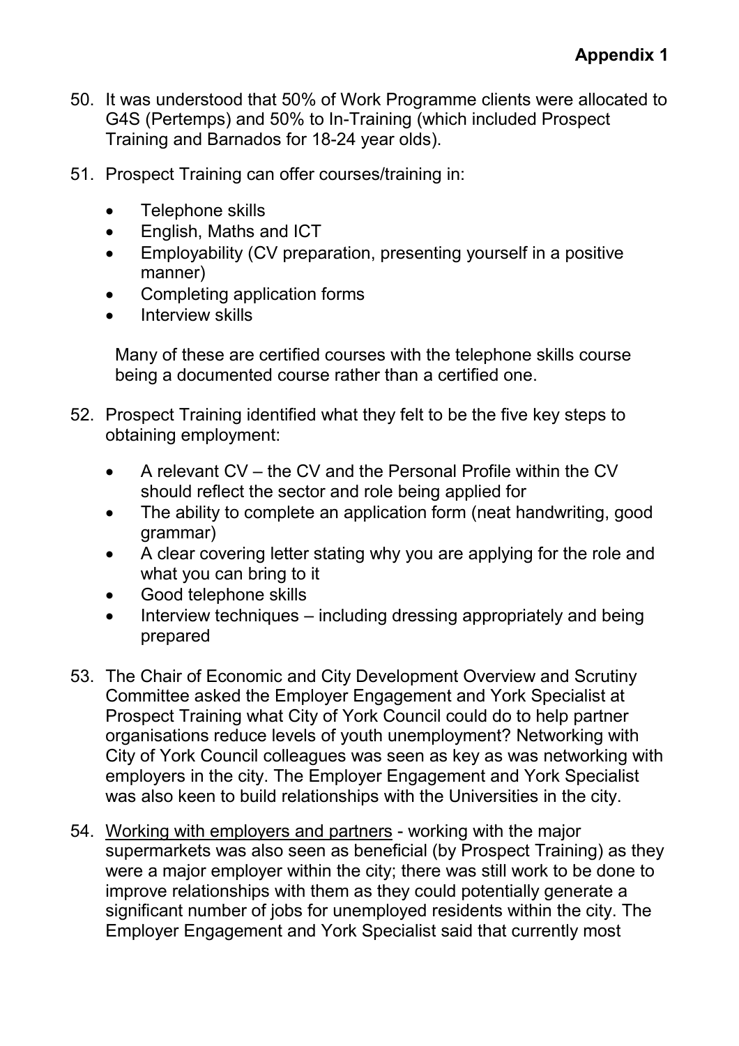**Appendix 1**

50. It was understood that 50% of Work Programme clients were allocated to G4S (Pertemps) and 50% to In-Training (which included Prospect Training and Barnados for 18-24 year olds).

51. Prospect Training can offer courses/training in:

    - Telephone skills
    - English, Maths and ICT
    - Employability (CV preparation, presenting yourself in a positive manner)
    - Completing application forms
    - Interview skills

    Many of these are certified courses with the telephone skills course being a documented course rather than a certified one.

52. Prospect Training identified what they felt to be the five key steps to obtaining employment:

    - A relevant CV – the CV and the Personal Profile within the CV should reflect the sector and role being applied for
    - The ability to complete an application form (neat handwriting, good grammar)
    - A clear covering letter stating why you are applying for the role and what you can bring to it
    - Good telephone skills
    - Interview techniques – including dressing appropriately and being prepared

53. The Chair of Economic and City Development Overview and Scrutiny Committee asked the Employer Engagement and York Specialist at Prospect Training what City of York Council could do to help partner organisations reduce levels of youth unemployment? Networking with City of York Council colleagues was seen as key as was networking with employers in the city. The Employer Engagement and York Specialist was also keen to build relationships with the Universities in the city.

54. <u>Working with employers and partners</u> - working with the major supermarkets was also seen as beneficial (by Prospect Training) as they were a major employer within the city; there was still work to be done to improve relationships with them as they could potentially generate a significant number of jobs for unemployed residents within the city. The Employer Engagement and York Specialist said that currently most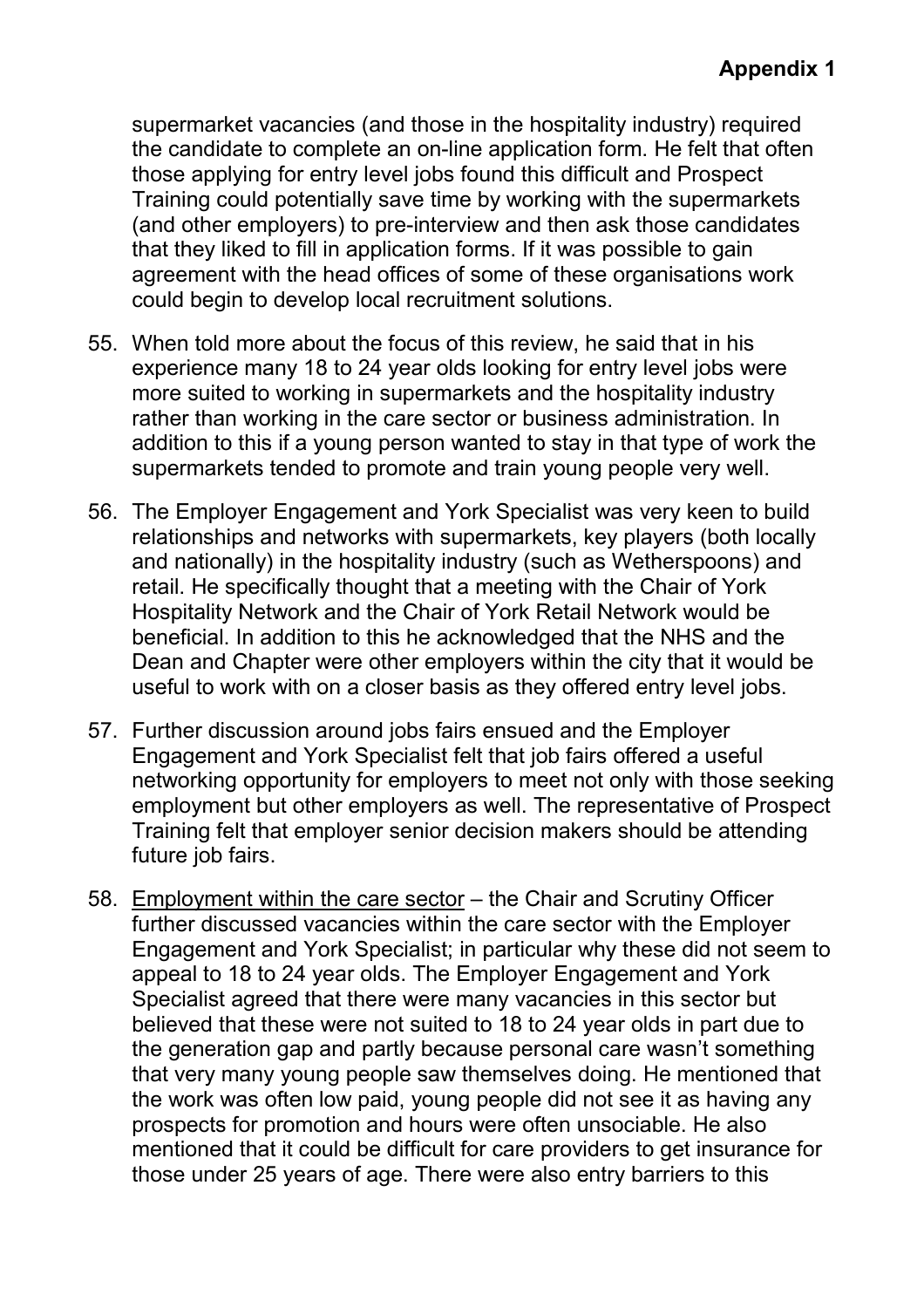**Appendix 1**

supermarket vacancies (and those in the hospitality industry) required the candidate to complete an on-line application form. He felt that often those applying for entry level jobs found this difficult and Prospect Training could potentially save time by working with the supermarkets (and other employers) to pre-interview and then ask those candidates that they liked to fill in application forms. If it was possible to gain agreement with the head offices of some of these organisations work could begin to develop local recruitment solutions.

55. When told more about the focus of this review, he said that in his experience many 18 to 24 year olds looking for entry level jobs were more suited to working in supermarkets and the hospitality industry rather than working in the care sector or business administration. In addition to this if a young person wanted to stay in that type of work the supermarkets tended to promote and train young people very well.

56. The Employer Engagement and York Specialist was very keen to build relationships and networks with supermarkets, key players (both locally and nationally) in the hospitality industry (such as Wetherspoons) and retail. He specifically thought that a meeting with the Chair of York Hospitality Network and the Chair of York Retail Network would be beneficial. In addition to this he acknowledged that the NHS and the Dean and Chapter were other employers within the city that it would be useful to work with on a closer basis as they offered entry level jobs.

57. Further discussion around jobs fairs ensued and the Employer Engagement and York Specialist felt that job fairs offered a useful networking opportunity for employers to meet not only with those seeking employment but other employers as well. The representative of Prospect Training felt that employer senior decision makers should be attending future job fairs.

58. Employment within the care sector – the Chair and Scrutiny Officer further discussed vacancies within the care sector with the Employer Engagement and York Specialist; in particular why these did not seem to appeal to 18 to 24 year olds. The Employer Engagement and York Specialist agreed that there were many vacancies in this sector but believed that these were not suited to 18 to 24 year olds in part due to the generation gap and partly because personal care wasn't something that very many young people saw themselves doing. He mentioned that the work was often low paid, young people did not see it as having any prospects for promotion and hours were often unsociable. He also mentioned that it could be difficult for care providers to get insurance for those under 25 years of age. There were also entry barriers to this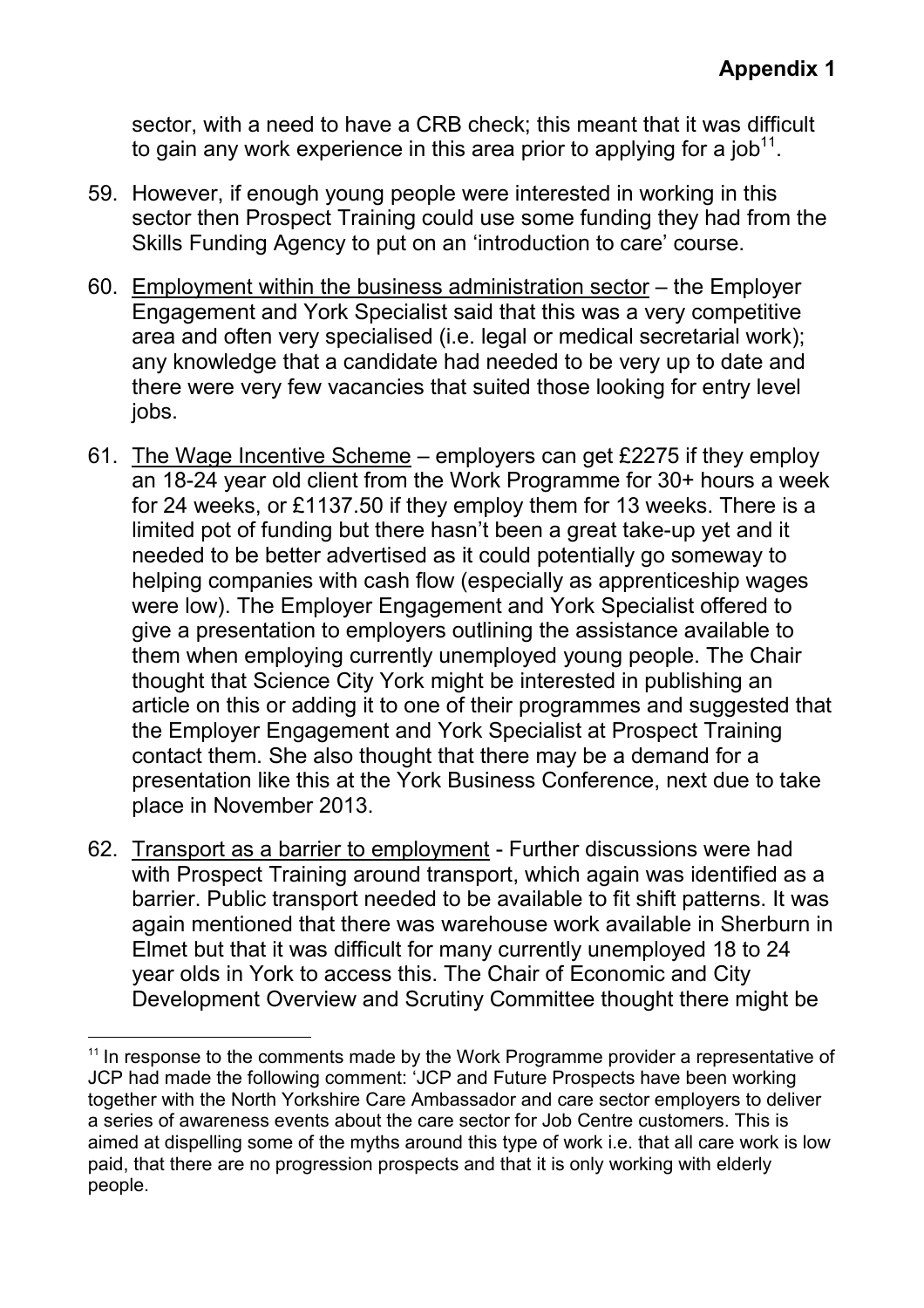sector, with a need to have a CRB check; this meant that it was difficult to gain any work experience in this area prior to applying for a job[11].

59. However, if enough young people were interested in working in this sector then Prospect Training could use some funding they had from the Skills Funding Agency to put on an 'introduction to care' course.

60. Employment within the business administration sector – the Employer Engagement and York Specialist said that this was a very competitive area and often very specialised (i.e. legal or medical secretarial work); any knowledge that a candidate had needed to be very up to date and there were very few vacancies that suited those looking for entry level jobs.

61. The Wage Incentive Scheme – employers can get £2275 if they employ an 18-24 year old client from the Work Programme for 30+ hours a week for 24 weeks, or £1137.50 if they employ them for 13 weeks. There is a limited pot of funding but there hasn't been a great take-up yet and it needed to be better advertised as it could potentially go someway to helping companies with cash flow (especially as apprenticeship wages were low). The Employer Engagement and York Specialist offered to give a presentation to employers outlining the assistance available to them when employing currently unemployed young people. The Chair thought that Science City York might be interested in publishing an article on this or adding it to one of their programmes and suggested that the Employer Engagement and York Specialist at Prospect Training contact them. She also thought that there may be a demand for a presentation like this at the York Business Conference, next due to take place in November 2013.

62. Transport as a barrier to employment - Further discussions were had with Prospect Training around transport, which again was identified as a barrier. Public transport needed to be available to fit shift patterns. It was again mentioned that there was warehouse work available in Sherburn in Elmet but that it was difficult for many currently unemployed 18 to 24 year olds in York to access this. The Chair of Economic and City Development Overview and Scrutiny Committee thought there might be

---

[11] In response to the comments made by the Work Programme provider a representative of JCP had made the following comment: 'JCP and Future Prospects have been working together with the North Yorkshire Care Ambassador and care sector employers to deliver a series of awareness events about the care sector for Job Centre customers. This is aimed at dispelling some of the myths around this type of work i.e. that all care work is low paid, that there are no progression prospects and that it is only working with elderly people.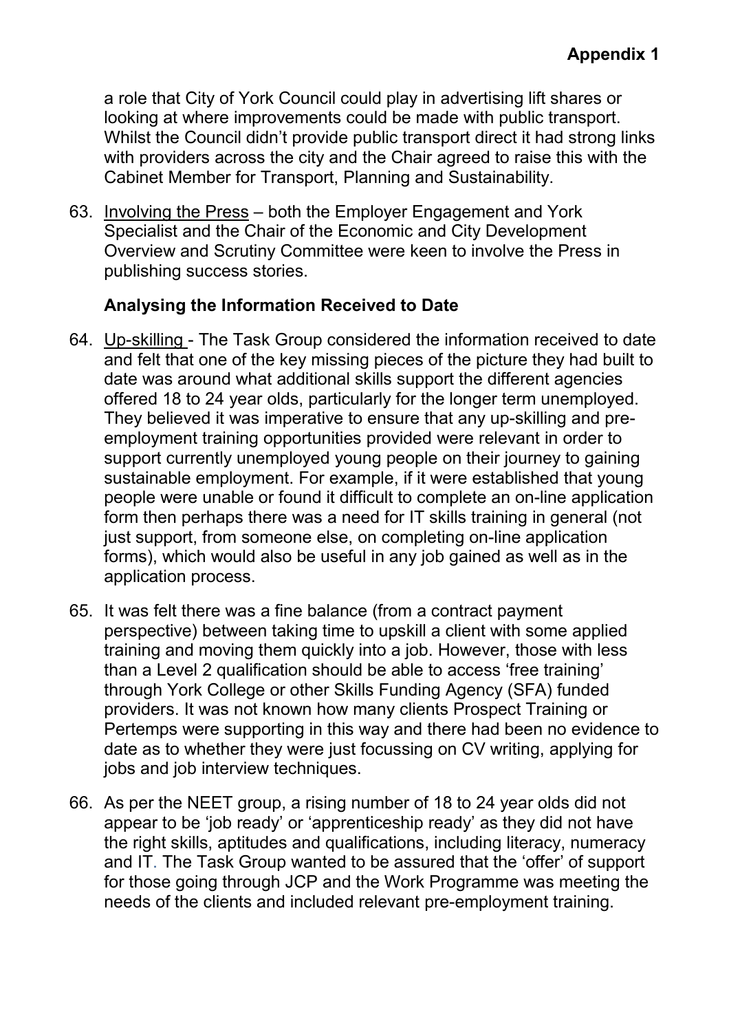a role that City of York Council could play in advertising lift shares or looking at where improvements could be made with public transport. Whilst the Council didn't provide public transport direct it had strong links with providers across the city and the Chair agreed to raise this with the Cabinet Member for Transport, Planning and Sustainability.

63. Involving the Press – both the Employer Engagement and York Specialist and the Chair of the Economic and City Development Overview and Scrutiny Committee were keen to involve the Press in publishing success stories.

**Analysing the Information Received to Date**

64. Up-skilling - The Task Group considered the information received to date and felt that one of the key missing pieces of the picture they had built to date was around what additional skills support the different agencies offered 18 to 24 year olds, particularly for the longer term unemployed. They believed it was imperative to ensure that any up-skilling and pre-employment training opportunities provided were relevant in order to support currently unemployed young people on their journey to gaining sustainable employment. For example, if it were established that young people were unable or found it difficult to complete an on-line application form then perhaps there was a need for IT skills training in general (not just support, from someone else, on completing on-line application forms), which would also be useful in any job gained as well as in the application process.

65. It was felt there was a fine balance (from a contract payment perspective) between taking time to upskill a client with some applied training and moving them quickly into a job. However, those with less than a Level 2 qualification should be able to access 'free training' through York College or other Skills Funding Agency (SFA) funded providers. It was not known how many clients Prospect Training or Pertemps were supporting in this way and there had been no evidence to date as to whether they were just focussing on CV writing, applying for jobs and job interview techniques.

66. As per the NEET group, a rising number of 18 to 24 year olds did not appear to be 'job ready' or 'apprenticeship ready' as they did not have the right skills, aptitudes and qualifications, including literacy, numeracy and IT. The Task Group wanted to be assured that the 'offer' of support for those going through JCP and the Work Programme was meeting the needs of the clients and included relevant pre-employment training.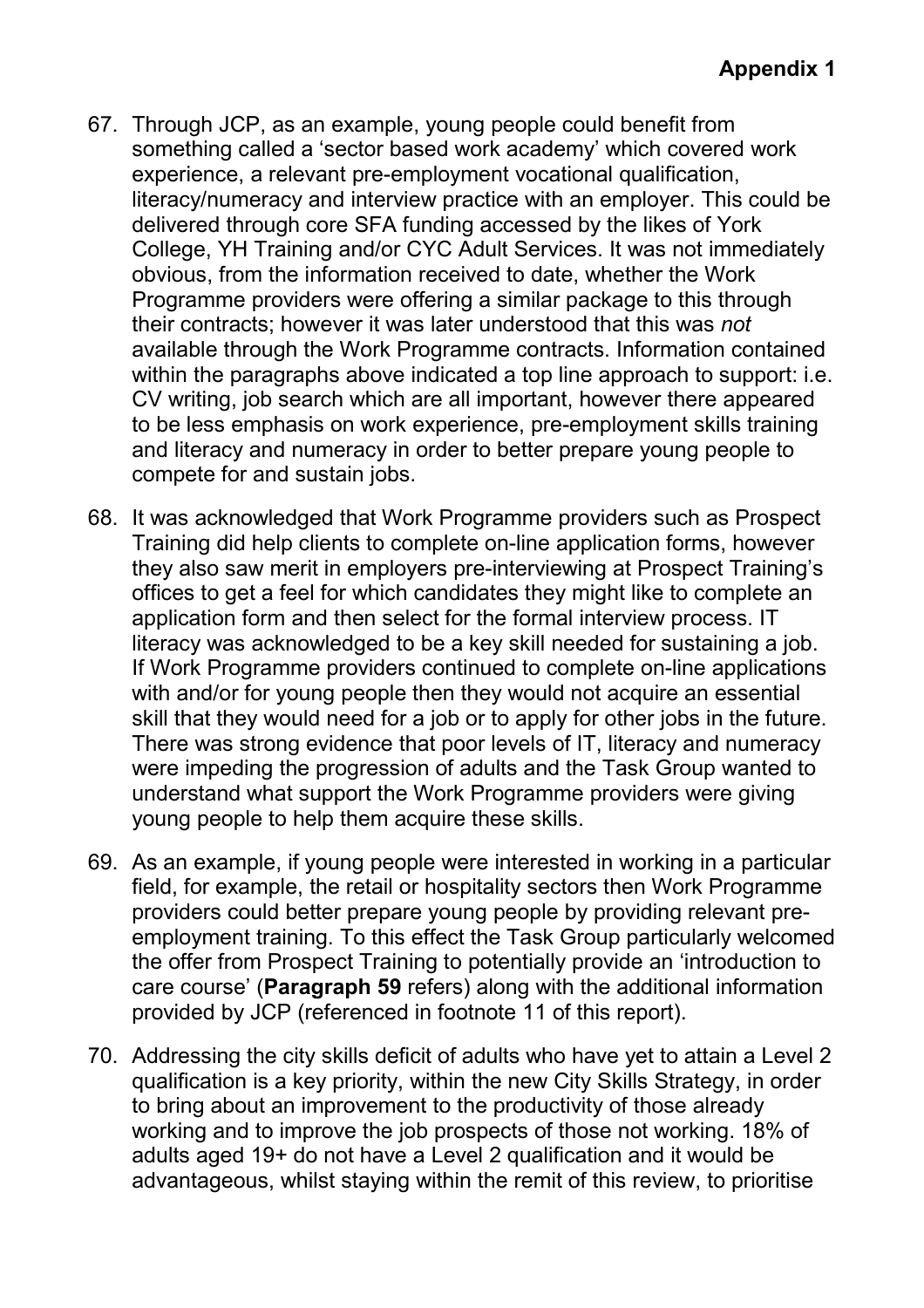67. Through JCP, as an example, young people could benefit from something called a 'sector based work academy' which covered work experience, a relevant pre-employment vocational qualification, literacy/numeracy and interview practice with an employer. This could be delivered through core SFA funding accessed by the likes of York College, YH Training and/or CYC Adult Services. It was not immediately obvious, from the information received to date, whether the Work Programme providers were offering a similar package to this through their contracts; however it was later understood that this was *not* available through the Work Programme contracts. Information contained within the paragraphs above indicated a top line approach to support: i.e. CV writing, job search which are all important, however there appeared to be less emphasis on work experience, pre-employment skills training and literacy and numeracy in order to better prepare young people to compete for and sustain jobs.

68. It was acknowledged that Work Programme providers such as Prospect Training did help clients to complete on-line application forms, however they also saw merit in employers pre-interviewing at Prospect Training's offices to get a feel for which candidates they might like to complete an application form and then select for the formal interview process. IT literacy was acknowledged to be a key skill needed for sustaining a job. If Work Programme providers continued to complete on-line applications with and/or for young people then they would not acquire an essential skill that they would need for a job or to apply for other jobs in the future. There was strong evidence that poor levels of IT, literacy and numeracy were impeding the progression of adults and the Task Group wanted to understand what support the Work Programme providers were giving young people to help them acquire these skills.

69. As an example, if young people were interested in working in a particular field, for example, the retail or hospitality sectors then Work Programme providers could better prepare young people by providing relevant pre-employment training. To this effect the Task Group particularly welcomed the offer from Prospect Training to potentially provide an 'introduction to care course' (**Paragraph 59** refers) along with the additional information provided by JCP (referenced in footnote 11 of this report).

70. Addressing the city skills deficit of adults who have yet to attain a Level 2 qualification is a key priority, within the new City Skills Strategy, in order to bring about an improvement to the productivity of those already working and to improve the job prospects of those not working. 18% of adults aged 19+ do not have a Level 2 qualification and it would be advantageous, whilst staying within the remit of this review, to prioritise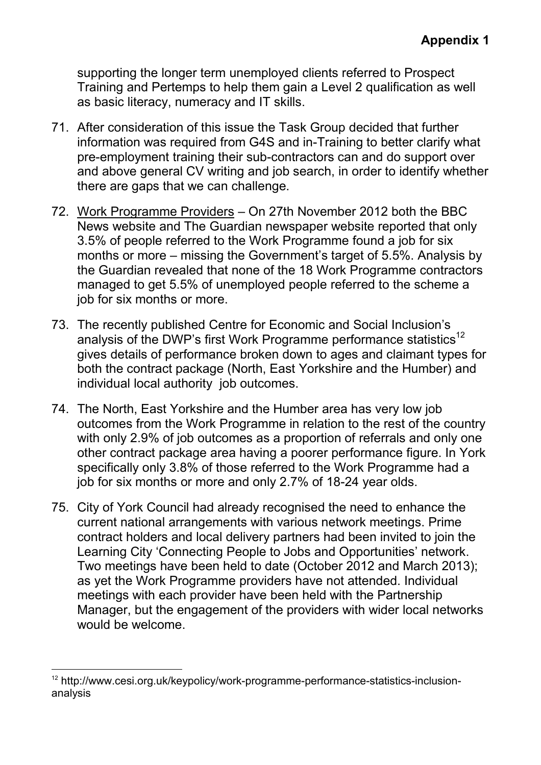supporting the longer term unemployed clients referred to Prospect Training and Pertemps to help them gain a Level 2 qualification as well as basic literacy, numeracy and IT skills.

71. After consideration of this issue the Task Group decided that further information was required from G4S and in-Training to better clarify what pre-employment training their sub-contractors can and do support over and above general CV writing and job search, in order to identify whether there are gaps that we can challenge.

72. Work Programme Providers – On 27th November 2012 both the BBC News website and The Guardian newspaper website reported that only 3.5% of people referred to the Work Programme found a job for six months or more – missing the Government's target of 5.5%. Analysis by the Guardian revealed that none of the 18 Work Programme contractors managed to get 5.5% of unemployed people referred to the scheme a job for six months or more.

73. The recently published Centre for Economic and Social Inclusion's analysis of the DWP's first Work Programme performance statistics[12] gives details of performance broken down to ages and claimant types for both the contract package (North, East Yorkshire and the Humber) and individual local authority job outcomes.

74. The North, East Yorkshire and the Humber area has very low job outcomes from the Work Programme in relation to the rest of the country with only 2.9% of job outcomes as a proportion of referrals and only one other contract package area having a poorer performance figure. In York specifically only 3.8% of those referred to the Work Programme had a job for six months or more and only 2.7% of 18-24 year olds.

75. City of York Council had already recognised the need to enhance the current national arrangements with various network meetings. Prime contract holders and local delivery partners had been invited to join the Learning City 'Connecting People to Jobs and Opportunities' network. Two meetings have been held to date (October 2012 and March 2013); as yet the Work Programme providers have not attended. Individual meetings with each provider have been held with the Partnership Manager, but the engagement of the providers with wider local networks would be welcome.

[12] http://www.cesi.org.uk/keypolicy/work-programme-performance-statistics-inclusion-analysis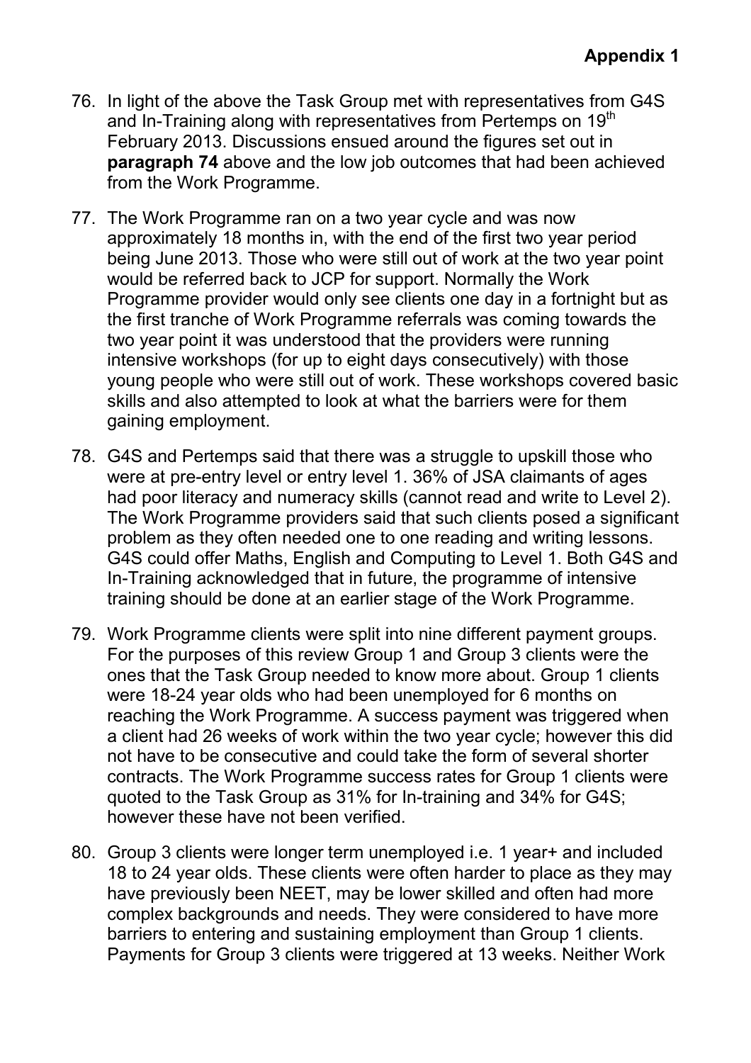**Appendix 1**

76. In light of the above the Task Group met with representatives from G4S and In-Training along with representatives from Pertemps on 19th February 2013. Discussions ensued around the figures set out in **paragraph 74** above and the low job outcomes that had been achieved from the Work Programme.

77. The Work Programme ran on a two year cycle and was now approximately 18 months in, with the end of the first two year period being June 2013. Those who were still out of work at the two year point would be referred back to JCP for support. Normally the Work Programme provider would only see clients one day in a fortnight but as the first tranche of Work Programme referrals was coming towards the two year point it was understood that the providers were running intensive workshops (for up to eight days consecutively) with those young people who were still out of work. These workshops covered basic skills and also attempted to look at what the barriers were for them gaining employment.

78. G4S and Pertemps said that there was a struggle to upskill those who were at pre-entry level or entry level 1. 36% of JSA claimants of ages had poor literacy and numeracy skills (cannot read and write to Level 2). The Work Programme providers said that such clients posed a significant problem as they often needed one to one reading and writing lessons. G4S could offer Maths, English and Computing to Level 1. Both G4S and In-Training acknowledged that in future, the programme of intensive training should be done at an earlier stage of the Work Programme.

79. Work Programme clients were split into nine different payment groups. For the purposes of this review Group 1 and Group 3 clients were the ones that the Task Group needed to know more about. Group 1 clients were 18-24 year olds who had been unemployed for 6 months on reaching the Work Programme. A success payment was triggered when a client had 26 weeks of work within the two year cycle; however this did not have to be consecutive and could take the form of several shorter contracts. The Work Programme success rates for Group 1 clients were quoted to the Task Group as 31% for In-training and 34% for G4S; however these have not been verified.

80. Group 3 clients were longer term unemployed i.e. 1 year+ and included 18 to 24 year olds. These clients were often harder to place as they may have previously been NEET, may be lower skilled and often had more complex backgrounds and needs. They were considered to have more barriers to entering and sustaining employment than Group 1 clients. Payments for Group 3 clients were triggered at 13 weeks. Neither Work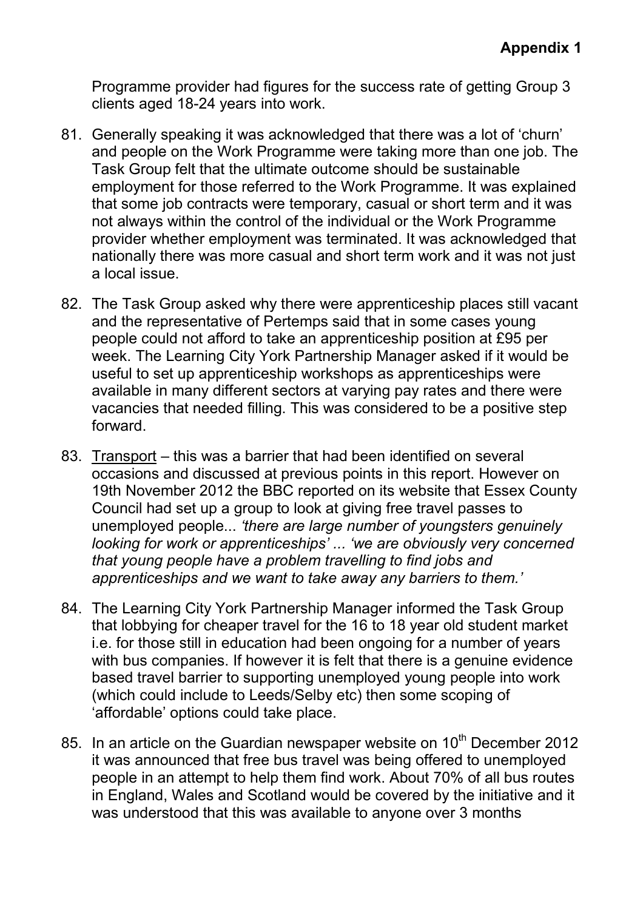Programme provider had figures for the success rate of getting Group 3 clients aged 18-24 years into work.

81. Generally speaking it was acknowledged that there was a lot of 'churn' and people on the Work Programme were taking more than one job. The Task Group felt that the ultimate outcome should be sustainable employment for those referred to the Work Programme. It was explained that some job contracts were temporary, casual or short term and it was not always within the control of the individual or the Work Programme provider whether employment was terminated. It was acknowledged that nationally there was more casual and short term work and it was not just a local issue.

82. The Task Group asked why there were apprenticeship places still vacant and the representative of Pertemps said that in some cases young people could not afford to take an apprenticeship position at £95 per week. The Learning City York Partnership Manager asked if it would be useful to set up apprenticeship workshops as apprenticeships were available in many different sectors at varying pay rates and there were vacancies that needed filling. This was considered to be a positive step forward.

83. <u>Transport</u> – this was a barrier that had been identified on several occasions and discussed at previous points in this report. However on 19th November 2012 the BBC reported on its website that Essex County Council had set up a group to look at giving free travel passes to unemployed people... *'there are large number of youngsters genuinely looking for work or apprenticeships' ... 'we are obviously very concerned that young people have a problem travelling to find jobs and apprenticeships and we want to take away any barriers to them.'*

84. The Learning City York Partnership Manager informed the Task Group that lobbying for cheaper travel for the 16 to 18 year old student market i.e. for those still in education had been ongoing for a number of years with bus companies. If however it is felt that there is a genuine evidence based travel barrier to supporting unemployed young people into work (which could include to Leeds/Selby etc) then some scoping of 'affordable' options could take place.

85. In an article on the Guardian newspaper website on 10th December 2012 it was announced that free bus travel was being offered to unemployed people in an attempt to help them find work. About 70% of all bus routes in England, Wales and Scotland would be covered by the initiative and it was understood that this was available to anyone over 3 months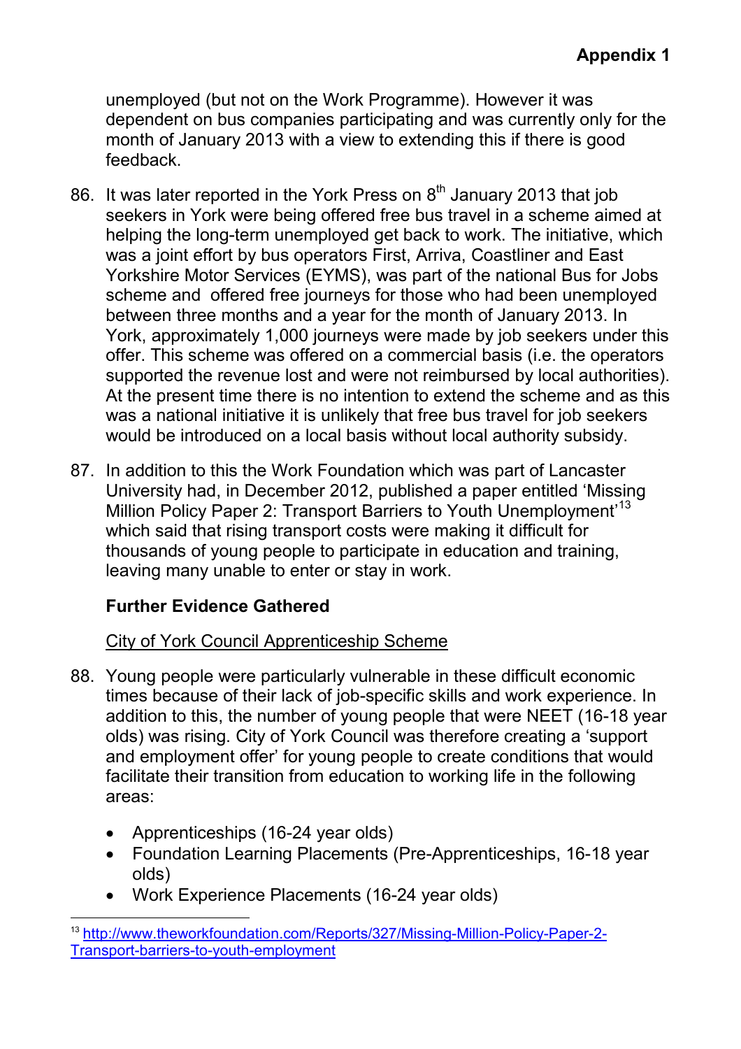unemployed (but not on the Work Programme). However it was dependent on bus companies participating and was currently only for the month of January 2013 with a view to extending this if there is good feedback.

86. It was later reported in the York Press on 8th January 2013 that job seekers in York were being offered free bus travel in a scheme aimed at helping the long-term unemployed get back to work. The initiative, which was a joint effort by bus operators First, Arriva, Coastliner and East Yorkshire Motor Services (EYMS), was part of the national Bus for Jobs scheme and offered free journeys for those who had been unemployed between three months and a year for the month of January 2013. In York, approximately 1,000 journeys were made by job seekers under this offer. This scheme was offered on a commercial basis (i.e. the operators supported the revenue lost and were not reimbursed by local authorities). At the present time there is no intention to extend the scheme and as this was a national initiative it is unlikely that free bus travel for job seekers would be introduced on a local basis without local authority subsidy.

87. In addition to this the Work Foundation which was part of Lancaster University had, in December 2012, published a paper entitled 'Missing Million Policy Paper 2: Transport Barriers to Youth Unemployment'[13] which said that rising transport costs were making it difficult for thousands of young people to participate in education and training, leaving many unable to enter or stay in work.

**Further Evidence Gathered**

City of York Council Apprenticeship Scheme

88. Young people were particularly vulnerable in these difficult economic times because of their lack of job-specific skills and work experience. In addition to this, the number of young people that were NEET (16-18 year olds) was rising. City of York Council was therefore creating a 'support and employment offer' for young people to create conditions that would facilitate their transition from education to working life in the following areas:

- Apprenticeships (16-24 year olds)
- Foundation Learning Placements (Pre-Apprenticeships, 16-18 year olds)
- Work Experience Placements (16-24 year olds)

[13] http://www.theworkfoundation.com/Reports/327/Missing-Million-Policy-Paper-2-Transport-barriers-to-youth-employment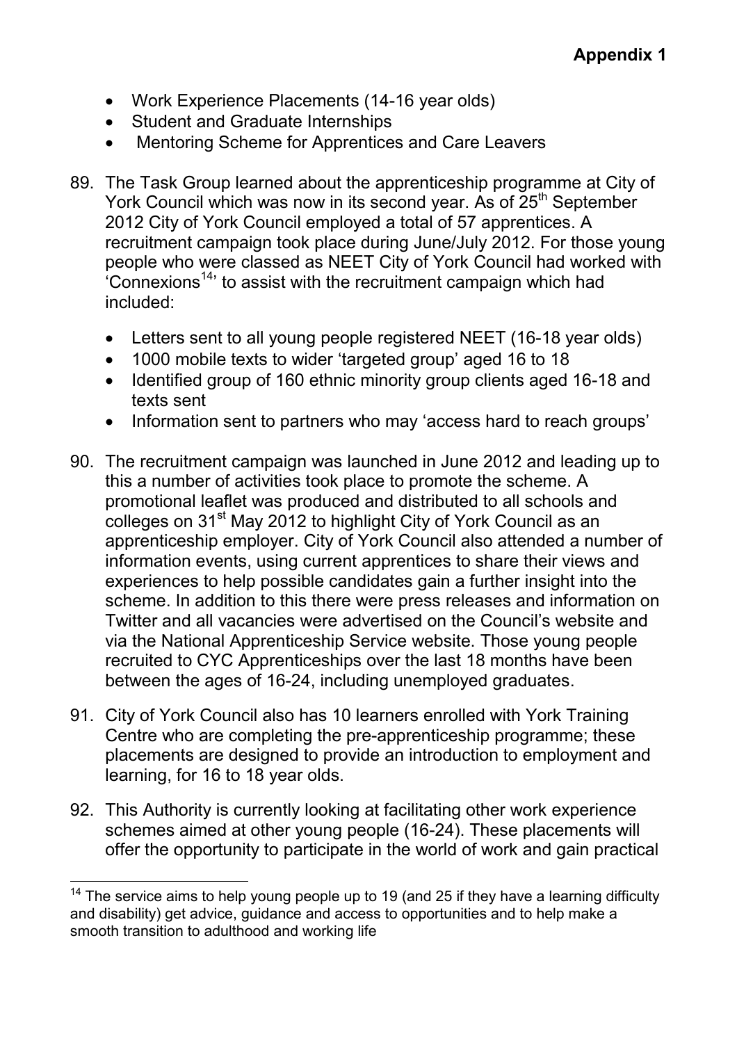**Appendix 1**

- Work Experience Placements (14-16 year olds)
- Student and Graduate Internships
- Mentoring Scheme for Apprentices and Care Leavers

89. The Task Group learned about the apprenticeship programme at City of York Council which was now in its second year. As of 25th September 2012 City of York Council employed a total of 57 apprentices. A recruitment campaign took place during June/July 2012. For those young people who were classed as NEET City of York Council had worked with 'Connexions[14]' to assist with the recruitment campaign which had included:

    - Letters sent to all young people registered NEET (16-18 year olds)
    - 1000 mobile texts to wider 'targeted group' aged 16 to 18
    - Identified group of 160 ethnic minority group clients aged 16-18 and texts sent
    - Information sent to partners who may 'access hard to reach groups'

90. The recruitment campaign was launched in June 2012 and leading up to this a number of activities took place to promote the scheme. A promotional leaflet was produced and distributed to all schools and colleges on 31st May 2012 to highlight City of York Council as an apprenticeship employer. City of York Council also attended a number of information events, using current apprentices to share their views and experiences to help possible candidates gain a further insight into the scheme. In addition to this there were press releases and information on Twitter and all vacancies were advertised on the Council's website and via the National Apprenticeship Service website. Those young people recruited to CYC Apprenticeships over the last 18 months have been between the ages of 16-24, including unemployed graduates.

91. City of York Council also has 10 learners enrolled with York Training Centre who are completing the pre-apprenticeship programme; these placements are designed to provide an introduction to employment and learning, for 16 to 18 year olds.

92. This Authority is currently looking at facilitating other work experience schemes aimed at other young people (16-24). These placements will offer the opportunity to participate in the world of work and gain practical

---

[14] The service aims to help young people up to 19 (and 25 if they have a learning difficulty and disability) get advice, guidance and access to opportunities and to help make a smooth transition to adulthood and working life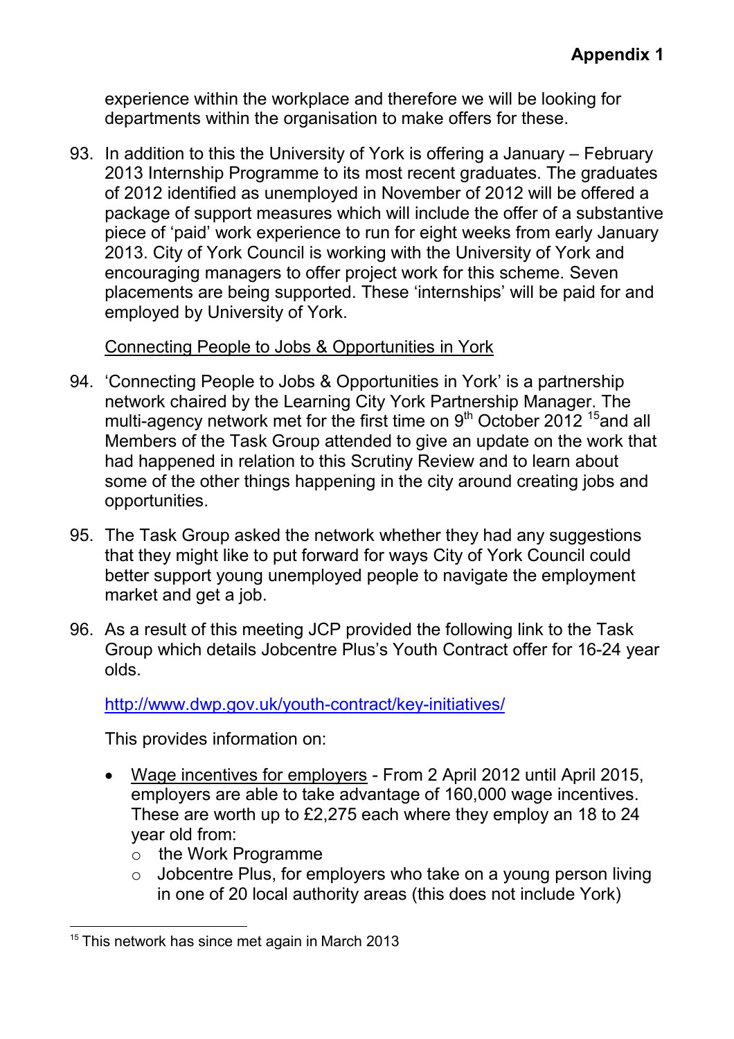experience within the workplace and therefore we will be looking for departments within the organisation to make offers for these.

93. In addition to this the University of York is offering a January – February 2013 Internship Programme to its most recent graduates. The graduates of 2012 identified as unemployed in November of 2012 will be offered a package of support measures which will include the offer of a substantive piece of 'paid' work experience to run for eight weeks from early January 2013. City of York Council is working with the University of York and encouraging managers to offer project work for this scheme. Seven placements are being supported. These 'internships' will be paid for and employed by University of York.

<u>Connecting People to Jobs & Opportunities in York</u>

94. 'Connecting People to Jobs & Opportunities in York' is a partnership network chaired by the Learning City York Partnership Manager. The multi-agency network met for the first time on 9th October 2012 [15] and all Members of the Task Group attended to give an update on the work that had happened in relation to this Scrutiny Review and to learn about some of the other things happening in the city around creating jobs and opportunities.

95. The Task Group asked the network whether they had any suggestions that they might like to put forward for ways City of York Council could better support young unemployed people to navigate the employment market and get a job.

96. As a result of this meeting JCP provided the following link to the Task Group which details Jobcentre Plus's Youth Contract offer for 16-24 year olds.

http://www.dwp.gov.uk/youth-contract/key-initiatives/

This provides information on:

- <u>Wage incentives for employers</u> - From 2 April 2012 until April 2015, employers are able to take advantage of 160,000 wage incentives. These are worth up to £2,275 each where they employ an 18 to 24 year old from:
    - the Work Programme
    - Jobcentre Plus, for employers who take on a young person living in one of 20 local authority areas (this does not include York)

---

[15] This network has since met again in March 2013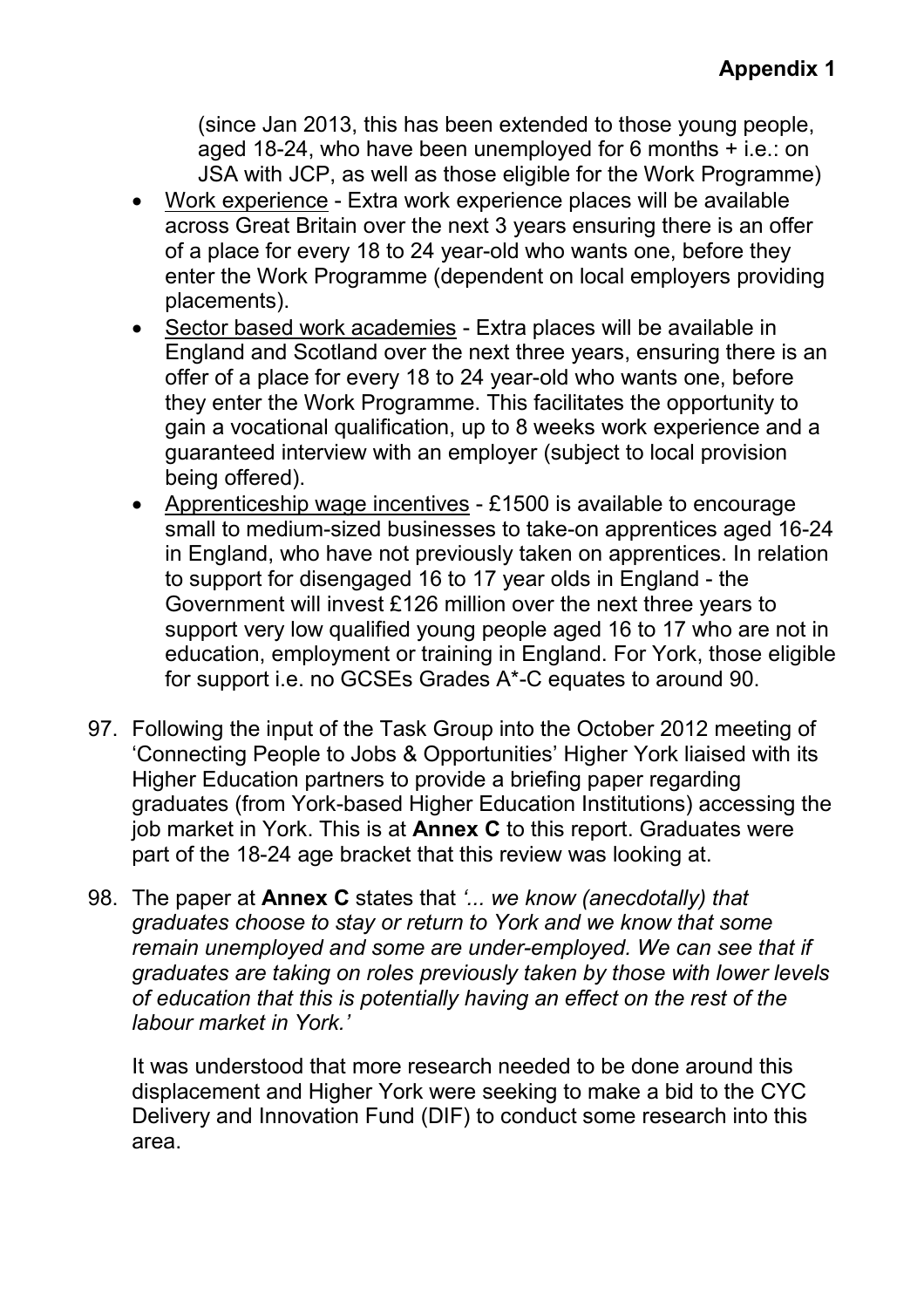(since Jan 2013, this has been extended to those young people, aged 18-24, who have been unemployed for 6 months + i.e.: on JSA with JCP, as well as those eligible for the Work Programme)

- Work experience - Extra work experience places will be available across Great Britain over the next 3 years ensuring there is an offer of a place for every 18 to 24 year-old who wants one, before they enter the Work Programme (dependent on local employers providing placements).
- Sector based work academies - Extra places will be available in England and Scotland over the next three years, ensuring there is an offer of a place for every 18 to 24 year-old who wants one, before they enter the Work Programme. This facilitates the opportunity to gain a vocational qualification, up to 8 weeks work experience and a guaranteed interview with an employer (subject to local provision being offered).
- Apprenticeship wage incentives - £1500 is available to encourage small to medium-sized businesses to take-on apprentices aged 16-24 in England, who have not previously taken on apprentices. In relation to support for disengaged 16 to 17 year olds in England - the Government will invest £126 million over the next three years to support very low qualified young people aged 16 to 17 who are not in education, employment or training in England. For York, those eligible for support i.e. no GCSEs Grades A*-C equates to around 90.

97. Following the input of the Task Group into the October 2012 meeting of 'Connecting People to Jobs & Opportunities' Higher York liaised with its Higher Education partners to provide a briefing paper regarding graduates (from York-based Higher Education Institutions) accessing the job market in York. This is at **Annex C** to this report. Graduates were part of the 18-24 age bracket that this review was looking at.

98. The paper at **Annex C** states that *'... we know (anecdotally) that graduates choose to stay or return to York and we know that some remain unemployed and some are under-employed. We can see that if graduates are taking on roles previously taken by those with lower levels of education that this is potentially having an effect on the rest of the labour market in York.'*

    It was understood that more research needed to be done around this displacement and Higher York were seeking to make a bid to the CYC Delivery and Innovation Fund (DIF) to conduct some research into this area.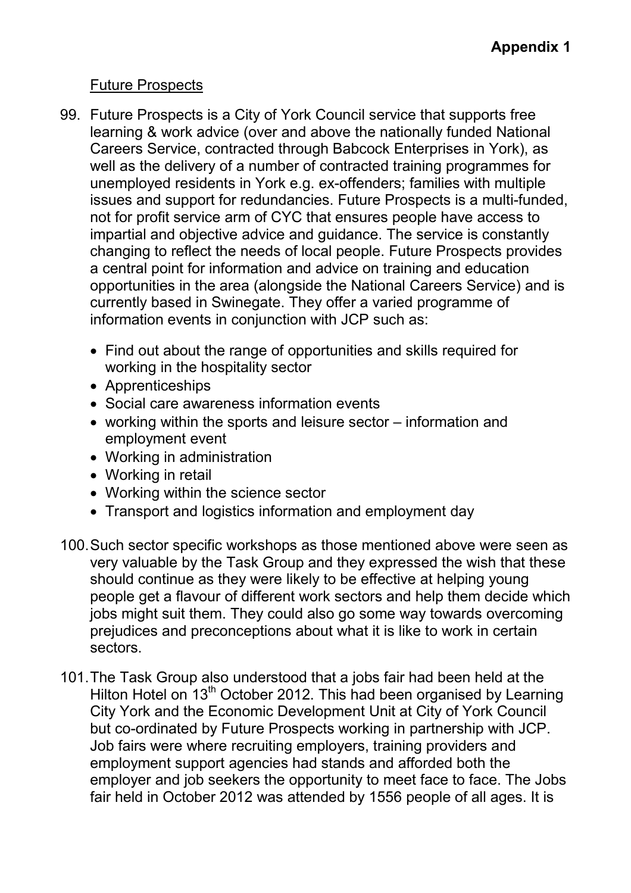**Appendix 1**

Future Prospects

99. Future Prospects is a City of York Council service that supports free learning & work advice (over and above the nationally funded National Careers Service, contracted through Babcock Enterprises in York), as well as the delivery of a number of contracted training programmes for unemployed residents in York e.g. ex-offenders; families with multiple issues and support for redundancies. Future Prospects is a multi-funded, not for profit service arm of CYC that ensures people have access to impartial and objective advice and guidance. The service is constantly changing to reflect the needs of local people. Future Prospects provides a central point for information and advice on training and education opportunities in the area (alongside the National Careers Service) and is currently based in Swinegate. They offer a varied programme of information events in conjunction with JCP such as:

    - Find out about the range of opportunities and skills required for working in the hospitality sector
    - Apprenticeships
    - Social care awareness information events
    - working within the sports and leisure sector – information and employment event
    - Working in administration
    - Working in retail
    - Working within the science sector
    - Transport and logistics information and employment day

100. Such sector specific workshops as those mentioned above were seen as very valuable by the Task Group and they expressed the wish that these should continue as they were likely to be effective at helping young people get a flavour of different work sectors and help them decide which jobs might suit them. They could also go some way towards overcoming prejudices and preconceptions about what it is like to work in certain sectors.

101. The Task Group also understood that a jobs fair had been held at the Hilton Hotel on 13th October 2012. This had been organised by Learning City York and the Economic Development Unit at City of York Council but co-ordinated by Future Prospects working in partnership with JCP. Job fairs were where recruiting employers, training providers and employment support agencies had stands and afforded both the employer and job seekers the opportunity to meet face to face. The Jobs fair held in October 2012 was attended by 1556 people of all ages. It is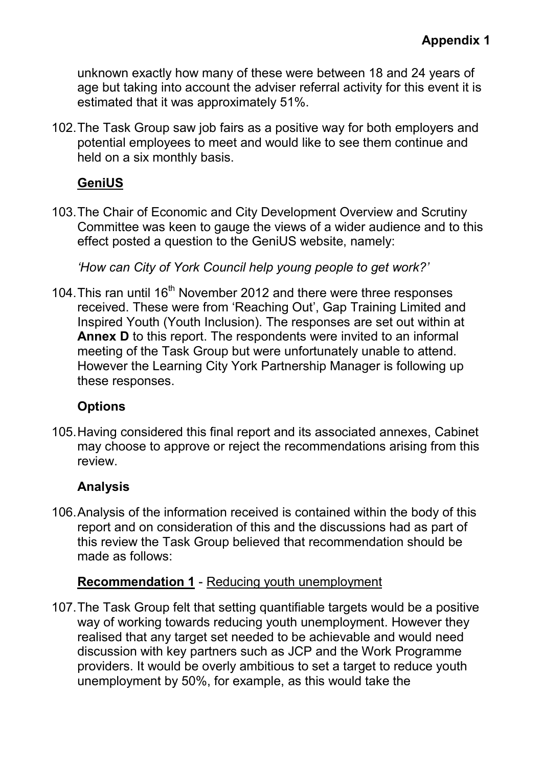unknown exactly how many of these were between 18 and 24 years of age but taking into account the adviser referral activity for this event it is estimated that it was approximately 51%.

102. The Task Group saw job fairs as a positive way for both employers and potential employees to meet and would like to see them continue and held on a six monthly basis.

**GeniUS**

103. The Chair of Economic and City Development Overview and Scrutiny Committee was keen to gauge the views of a wider audience and to this effect posted a question to the GeniUS website, namely:

*'How can City of York Council help young people to get work?'*

104. This ran until 16th November 2012 and there were three responses received. These were from 'Reaching Out', Gap Training Limited and Inspired Youth (Youth Inclusion). The responses are set out within at **Annex D** to this report. The respondents were invited to an informal meeting of the Task Group but were unfortunately unable to attend. However the Learning City York Partnership Manager is following up these responses.

**Options**

105. Having considered this final report and its associated annexes, Cabinet may choose to approve or reject the recommendations arising from this review.

**Analysis**

106. Analysis of the information received is contained within the body of this report and on consideration of this and the discussions had as part of this review the Task Group believed that recommendation should be made as follows:

**Recommendation 1** - Reducing youth unemployment

107. The Task Group felt that setting quantifiable targets would be a positive way of working towards reducing youth unemployment. However they realised that any target set needed to be achievable and would need discussion with key partners such as JCP and the Work Programme providers. It would be overly ambitious to set a target to reduce youth unemployment by 50%, for example, as this would take the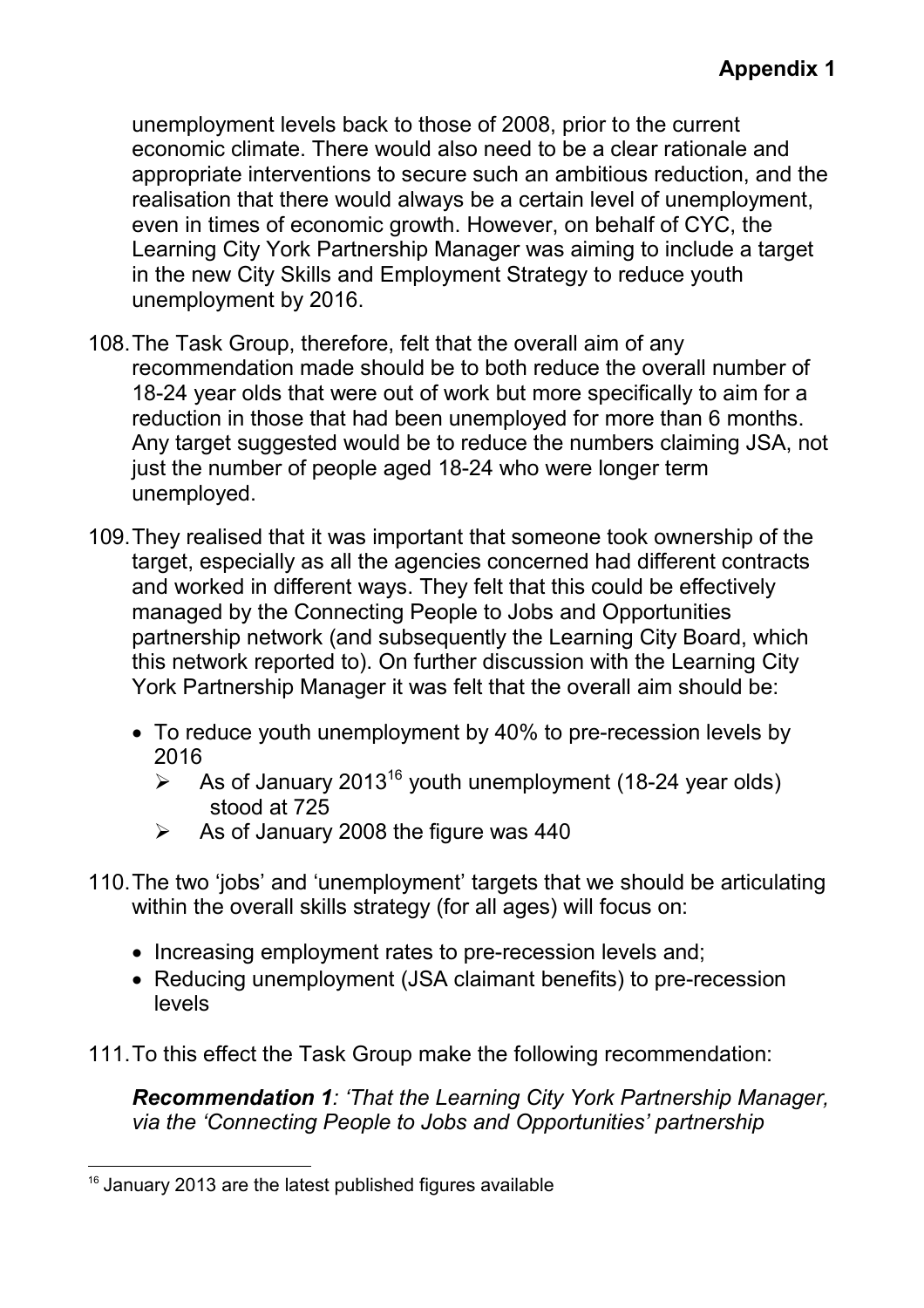unemployment levels back to those of 2008, prior to the current economic climate. There would also need to be a clear rationale and appropriate interventions to secure such an ambitious reduction, and the realisation that there would always be a certain level of unemployment, even in times of economic growth. However, on behalf of CYC, the Learning City York Partnership Manager was aiming to include a target in the new City Skills and Employment Strategy to reduce youth unemployment by 2016.

108. The Task Group, therefore, felt that the overall aim of any recommendation made should be to both reduce the overall number of 18-24 year olds that were out of work but more specifically to aim for a reduction in those that had been unemployed for more than 6 months. Any target suggested would be to reduce the numbers claiming JSA, not just the number of people aged 18-24 who were longer term unemployed.

109. They realised that it was important that someone took ownership of the target, especially as all the agencies concerned had different contracts and worked in different ways. They felt that this could be effectively managed by the Connecting People to Jobs and Opportunities partnership network (and subsequently the Learning City Board, which this network reported to). On further discussion with the Learning City York Partnership Manager it was felt that the overall aim should be:

- To reduce youth unemployment by 40% to pre-recession levels by 2016
  - As of January 2013[16] youth unemployment (18-24 year olds) stood at 725
  - As of January 2008 the figure was 440

110. The two 'jobs' and 'unemployment' targets that we should be articulating within the overall skills strategy (for all ages) will focus on:

- Increasing employment rates to pre-recession levels and;
- Reducing unemployment (JSA claimant benefits) to pre-recession levels

111. To this effect the Task Group make the following recommendation:

***Recommendation 1**: 'That the Learning City York Partnership Manager, via the 'Connecting People to Jobs and Opportunities' partnership*

[16] January 2013 are the latest published figures available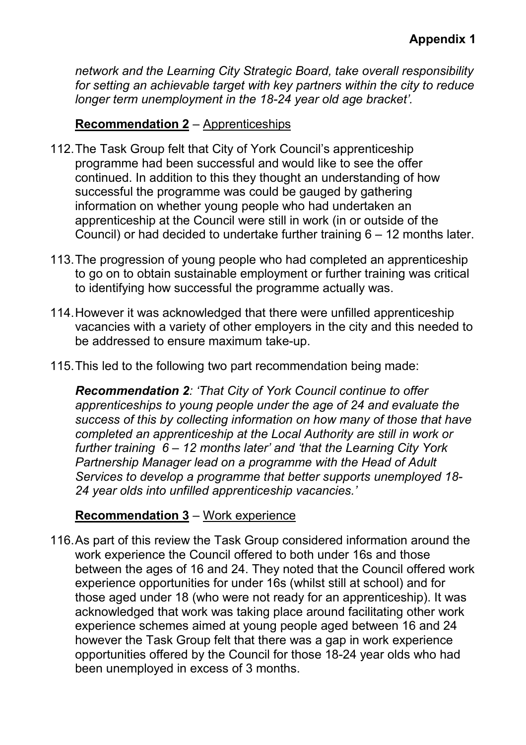*network and the Learning City Strategic Board, take overall responsibility for setting an achievable target with key partners within the city to reduce longer term unemployment in the 18-24 year old age bracket'.*

**Recommendation 2** – Apprenticeships

112. The Task Group felt that City of York Council's apprenticeship programme had been successful and would like to see the offer continued. In addition to this they thought an understanding of how successful the programme was could be gauged by gathering information on whether young people who had undertaken an apprenticeship at the Council were still in work (in or outside of the Council) or had decided to undertake further training 6 – 12 months later.

113. The progression of young people who had completed an apprenticeship to go on to obtain sustainable employment or further training was critical to identifying how successful the programme actually was.

114. However it was acknowledged that there were unfilled apprenticeship vacancies with a variety of other employers in the city and this needed to be addressed to ensure maximum take-up.

115. This led to the following two part recommendation being made:

***Recommendation 2**: 'That City of York Council continue to offer apprenticeships to young people under the age of 24 and evaluate the success of this by collecting information on how many of those that have completed an apprenticeship at the Local Authority are still in work or further training 6 – 12 months later' and 'that the Learning City York Partnership Manager lead on a programme with the Head of Adult Services to develop a programme that better supports unemployed 18-24 year olds into unfilled apprenticeship vacancies.'*

**Recommendation 3** – Work experience

116. As part of this review the Task Group considered information around the work experience the Council offered to both under 16s and those between the ages of 16 and 24. They noted that the Council offered work experience opportunities for under 16s (whilst still at school) and for those aged under 18 (who were not ready for an apprenticeship). It was acknowledged that work was taking place around facilitating other work experience schemes aimed at young people aged between 16 and 24 however the Task Group felt that there was a gap in work experience opportunities offered by the Council for those 18-24 year olds who had been unemployed in excess of 3 months.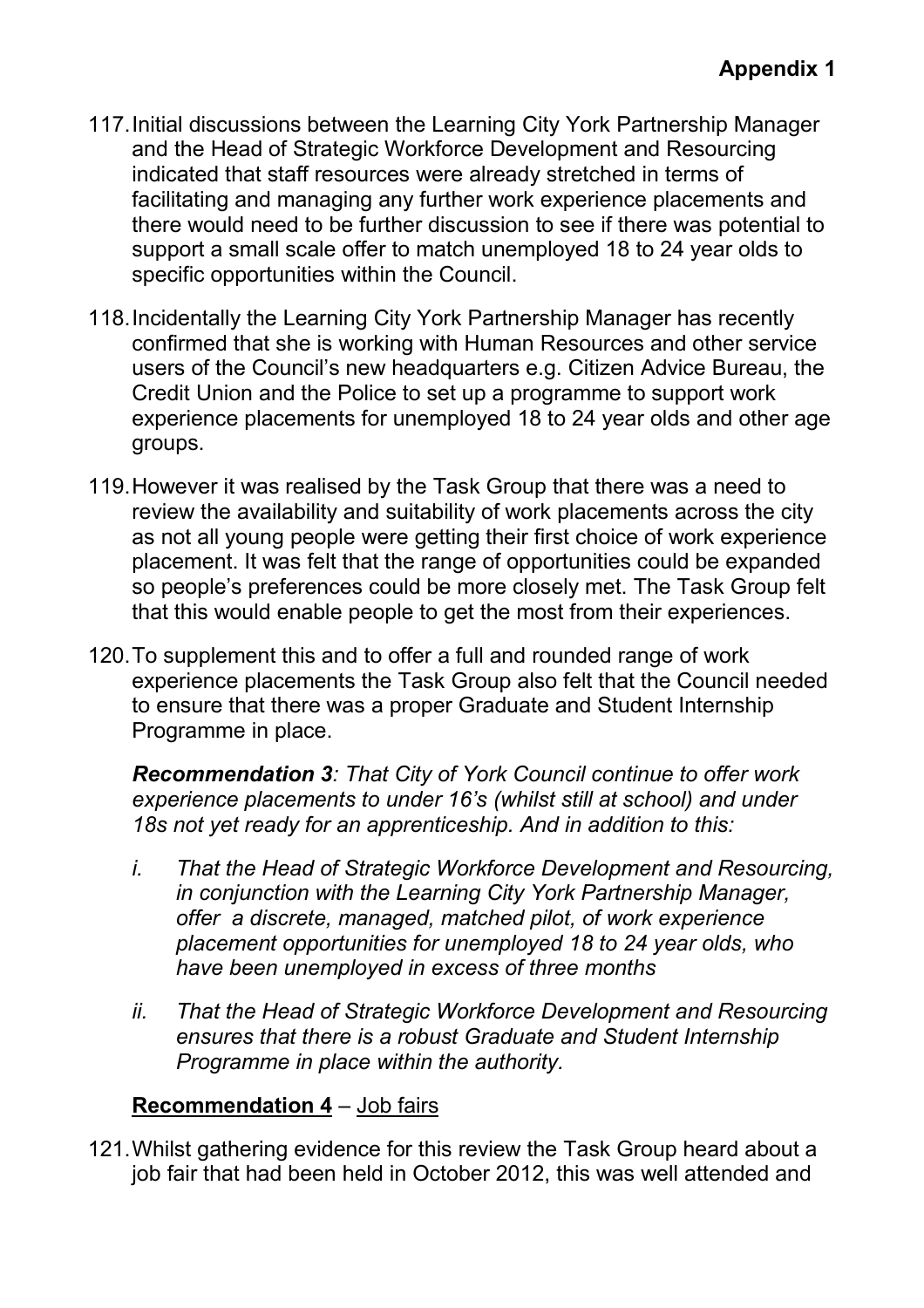**Appendix 1**

117. Initial discussions between the Learning City York Partnership Manager and the Head of Strategic Workforce Development and Resourcing indicated that staff resources were already stretched in terms of facilitating and managing any further work experience placements and there would need to be further discussion to see if there was potential to support a small scale offer to match unemployed 18 to 24 year olds to specific opportunities within the Council.

118. Incidentally the Learning City York Partnership Manager has recently confirmed that she is working with Human Resources and other service users of the Council's new headquarters e.g. Citizen Advice Bureau, the Credit Union and the Police to set up a programme to support work experience placements for unemployed 18 to 24 year olds and other age groups.

119. However it was realised by the Task Group that there was a need to review the availability and suitability of work placements across the city as not all young people were getting their first choice of work experience placement. It was felt that the range of opportunities could be expanded so people's preferences could be more closely met. The Task Group felt that this would enable people to get the most from their experiences.

120. To supplement this and to offer a full and rounded range of work experience placements the Task Group also felt that the Council needed to ensure that there was a proper Graduate and Student Internship Programme in place.

***Recommendation 3****: That City of York Council continue to offer work experience placements to under 16's (whilst still at school) and under 18s not yet ready for an apprenticeship. And in addition to this:*

*i. That the Head of Strategic Workforce Development and Resourcing, in conjunction with the Learning City York Partnership Manager, offer a discrete, managed, matched pilot, of work experience placement opportunities for unemployed 18 to 24 year olds, who have been unemployed in excess of three months*

*ii. That the Head of Strategic Workforce Development and Resourcing ensures that there is a robust Graduate and Student Internship Programme in place within the authority.*

**Recommendation 4** – Job fairs

121. Whilst gathering evidence for this review the Task Group heard about a job fair that had been held in October 2012, this was well attended and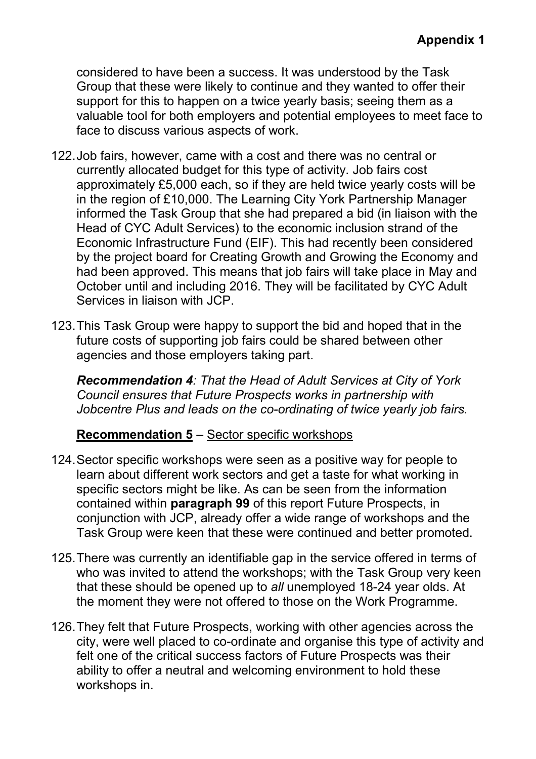considered to have been a success. It was understood by the Task Group that these were likely to continue and they wanted to offer their support for this to happen on a twice yearly basis; seeing them as a valuable tool for both employers and potential employees to meet face to face to discuss various aspects of work.

122. Job fairs, however, came with a cost and there was no central or currently allocated budget for this type of activity. Job fairs cost approximately £5,000 each, so if they are held twice yearly costs will be in the region of £10,000. The Learning City York Partnership Manager informed the Task Group that she had prepared a bid (in liaison with the Head of CYC Adult Services) to the economic inclusion strand of the Economic Infrastructure Fund (EIF). This had recently been considered by the project board for Creating Growth and Growing the Economy and had been approved. This means that job fairs will take place in May and October until and including 2016. They will be facilitated by CYC Adult Services in liaison with JCP.

123. This Task Group were happy to support the bid and hoped that in the future costs of supporting job fairs could be shared between other agencies and those employers taking part.

***Recommendation 4****: That the Head of Adult Services at City of York Council ensures that Future Prospects works in partnership with Jobcentre Plus and leads on the co-ordinating of twice yearly job fairs.*

**Recommendation 5** – <u>Sector specific workshops</u>

124. Sector specific workshops were seen as a positive way for people to learn about different work sectors and get a taste for what working in specific sectors might be like. As can be seen from the information contained within **paragraph 99** of this report Future Prospects, in conjunction with JCP, already offer a wide range of workshops and the Task Group were keen that these were continued and better promoted.

125. There was currently an identifiable gap in the service offered in terms of who was invited to attend the workshops; with the Task Group very keen that these should be opened up to *all* unemployed 18-24 year olds. At the moment they were not offered to those on the Work Programme.

126. They felt that Future Prospects, working with other agencies across the city, were well placed to co-ordinate and organise this type of activity and felt one of the critical success factors of Future Prospects was their ability to offer a neutral and welcoming environment to hold these workshops in.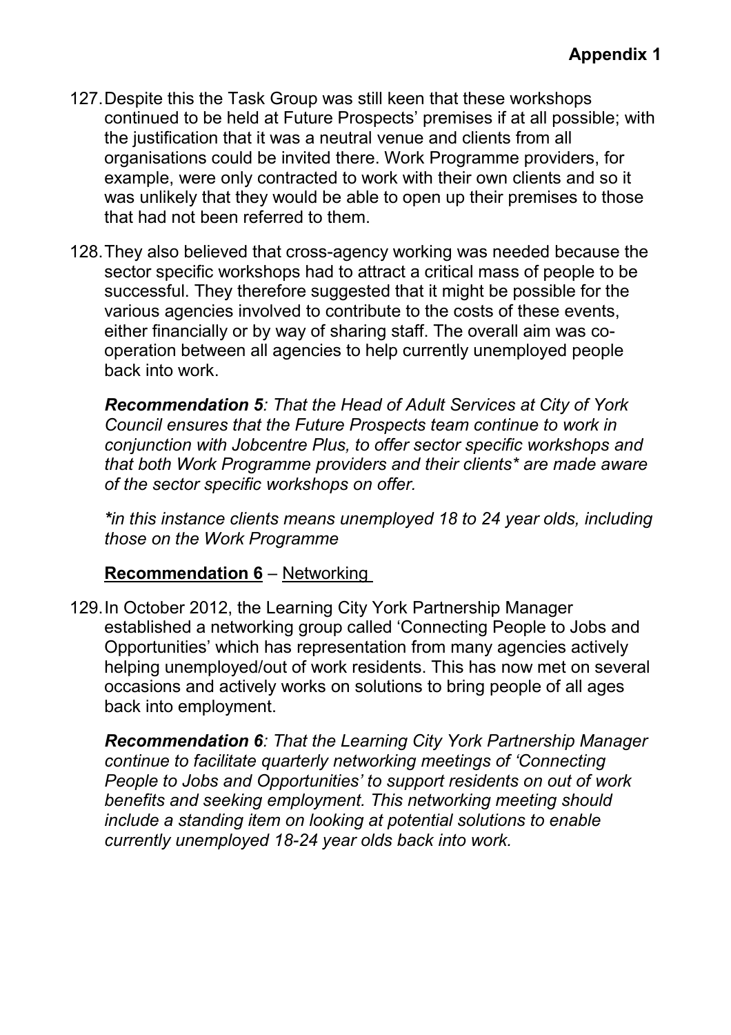127. Despite this the Task Group was still keen that these workshops continued to be held at Future Prospects' premises if at all possible; with the justification that it was a neutral venue and clients from all organisations could be invited there. Work Programme providers, for example, were only contracted to work with their own clients and so it was unlikely that they would be able to open up their premises to those that had not been referred to them.

128. They also believed that cross-agency working was needed because the sector specific workshops had to attract a critical mass of people to be successful. They therefore suggested that it might be possible for the various agencies involved to contribute to the costs of these events, either financially or by way of sharing staff. The overall aim was co-operation between all agencies to help currently unemployed people back into work.

***Recommendation 5****: That the Head of Adult Services at City of York Council ensures that the Future Prospects team continue to work in conjunction with Jobcentre Plus, to offer sector specific workshops and that both Work Programme providers and their clients* are made aware of the sector specific workshops on offer.*

**in this instance clients means unemployed 18 to 24 year olds, including those on the Work Programme*

**Recommendation 6** – Networking

129. In October 2012, the Learning City York Partnership Manager established a networking group called 'Connecting People to Jobs and Opportunities' which has representation from many agencies actively helping unemployed/out of work residents. This has now met on several occasions and actively works on solutions to bring people of all ages back into employment.

***Recommendation 6****: That the Learning City York Partnership Manager continue to facilitate quarterly networking meetings of 'Connecting People to Jobs and Opportunities' to support residents on out of work benefits and seeking employment. This networking meeting should include a standing item on looking at potential solutions to enable currently unemployed 18-24 year olds back into work.*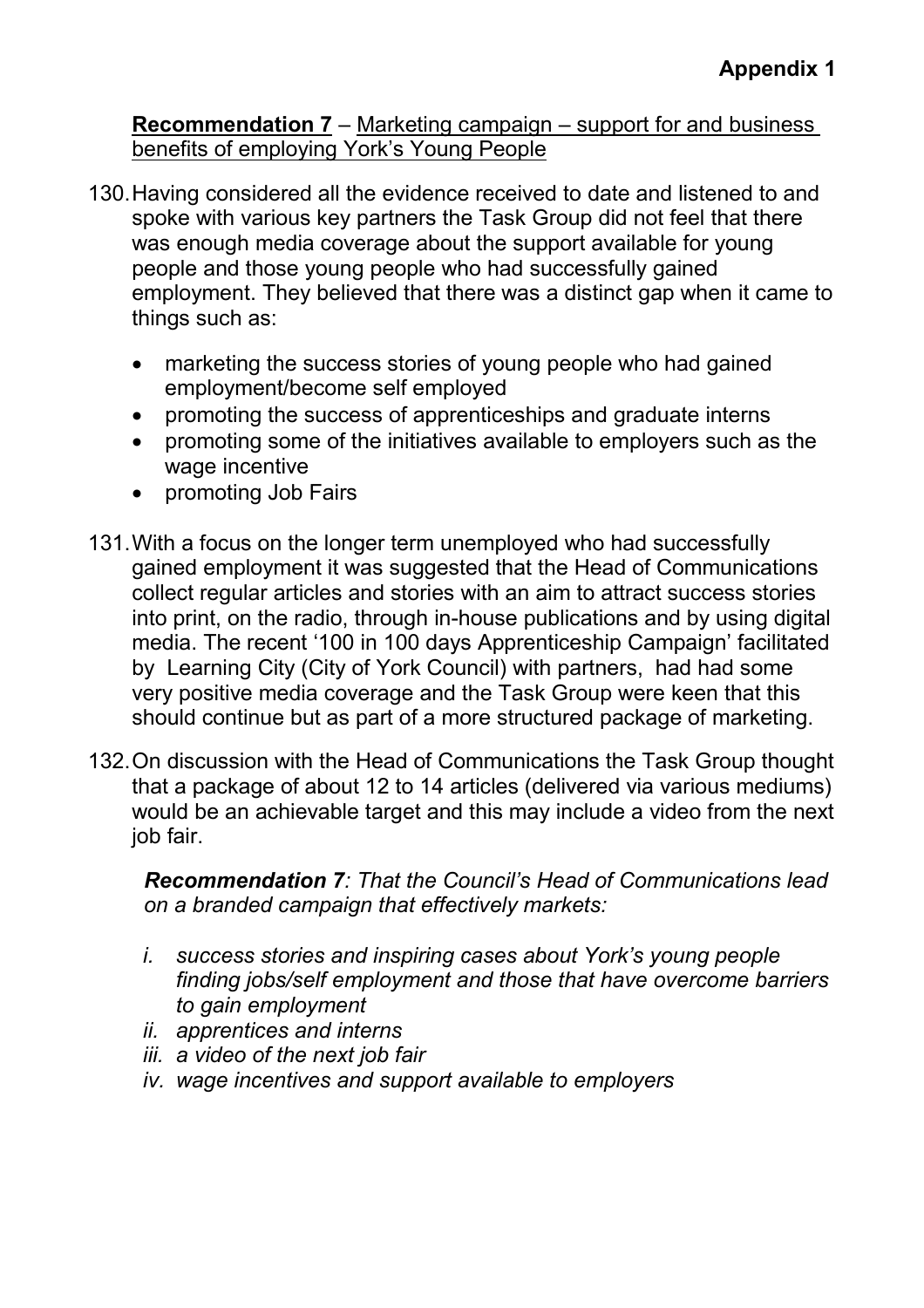**Appendix 1**

**Recommendation 7** – Marketing campaign – support for and business benefits of employing York's Young People

130. Having considered all the evidence received to date and listened to and spoke with various key partners the Task Group did not feel that there was enough media coverage about the support available for young people and those young people who had successfully gained employment. They believed that there was a distinct gap when it came to things such as:

- marketing the success stories of young people who had gained employment/become self employed
- promoting the success of apprenticeships and graduate interns
- promoting some of the initiatives available to employers such as the wage incentive
- promoting Job Fairs

131. With a focus on the longer term unemployed who had successfully gained employment it was suggested that the Head of Communications collect regular articles and stories with an aim to attract success stories into print, on the radio, through in-house publications and by using digital media. The recent '100 in 100 days Apprenticeship Campaign' facilitated by Learning City (City of York Council) with partners, had had some very positive media coverage and the Task Group were keen that this should continue but as part of a more structured package of marketing.

132. On discussion with the Head of Communications the Task Group thought that a package of about 12 to 14 articles (delivered via various mediums) would be an achievable target and this may include a video from the next job fair.

***Recommendation 7**: That the Council's Head of Communications lead on a branded campaign that effectively markets:*

*i. success stories and inspiring cases about York's young people finding jobs/self employment and those that have overcome barriers to gain employment*
*ii. apprentices and interns*
*iii. a video of the next job fair*
*iv. wage incentives and support available to employers*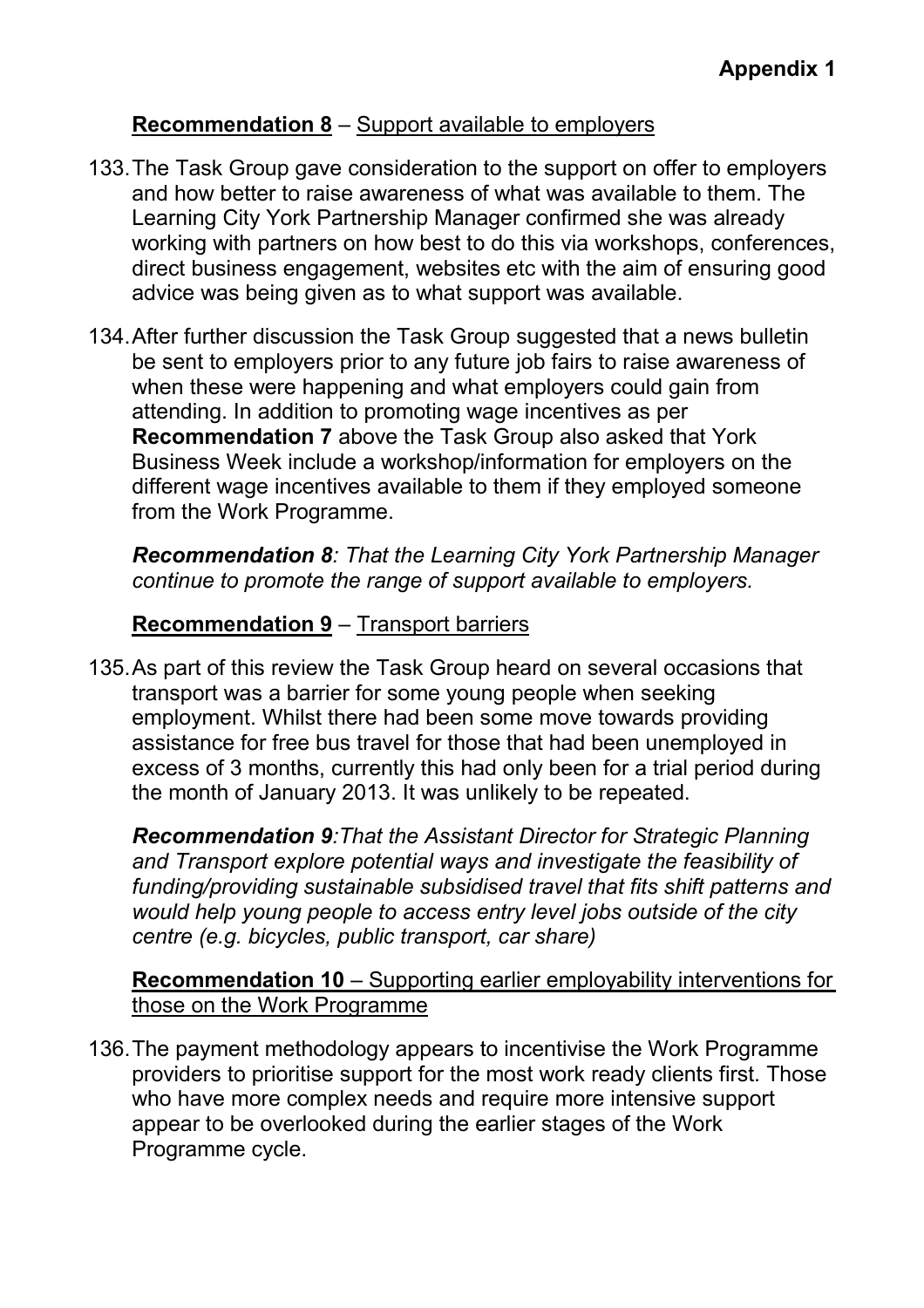**Appendix 1**

**<u>Recommendation 8</u>** – <u>Support available to employers</u>

133. The Task Group gave consideration to the support on offer to employers and how better to raise awareness of what was available to them. The Learning City York Partnership Manager confirmed she was already working with partners on how best to do this via workshops, conferences, direct business engagement, websites etc with the aim of ensuring good advice was being given as to what support was available.

134. After further discussion the Task Group suggested that a news bulletin be sent to employers prior to any future job fairs to raise awareness of when these were happening and what employers could gain from attending. In addition to promoting wage incentives as per **Recommendation 7** above the Task Group also asked that York Business Week include a workshop/information for employers on the different wage incentives available to them if they employed someone from the Work Programme.

*__Recommendation 8__: That the Learning City York Partnership Manager continue to promote the range of support available to employers.*

**<u>Recommendation 9</u>** – <u>Transport barriers</u>

135. As part of this review the Task Group heard on several occasions that transport was a barrier for some young people when seeking employment. Whilst there had been some move towards providing assistance for free bus travel for those that had been unemployed in excess of 3 months, currently this had only been for a trial period during the month of January 2013. It was unlikely to be repeated.

*__Recommendation 9__:That the Assistant Director for Strategic Planning and Transport explore potential ways and investigate the feasibility of funding/providing sustainable subsidised travel that fits shift patterns and would help young people to access entry level jobs outside of the city centre (e.g. bicycles, public transport, car share)*

**<u>Recommendation 10</u>** – <u>Supporting earlier employability interventions for those on the Work Programme</u>

136. The payment methodology appears to incentivise the Work Programme providers to prioritise support for the most work ready clients first. Those who have more complex needs and require more intensive support appear to be overlooked during the earlier stages of the Work Programme cycle.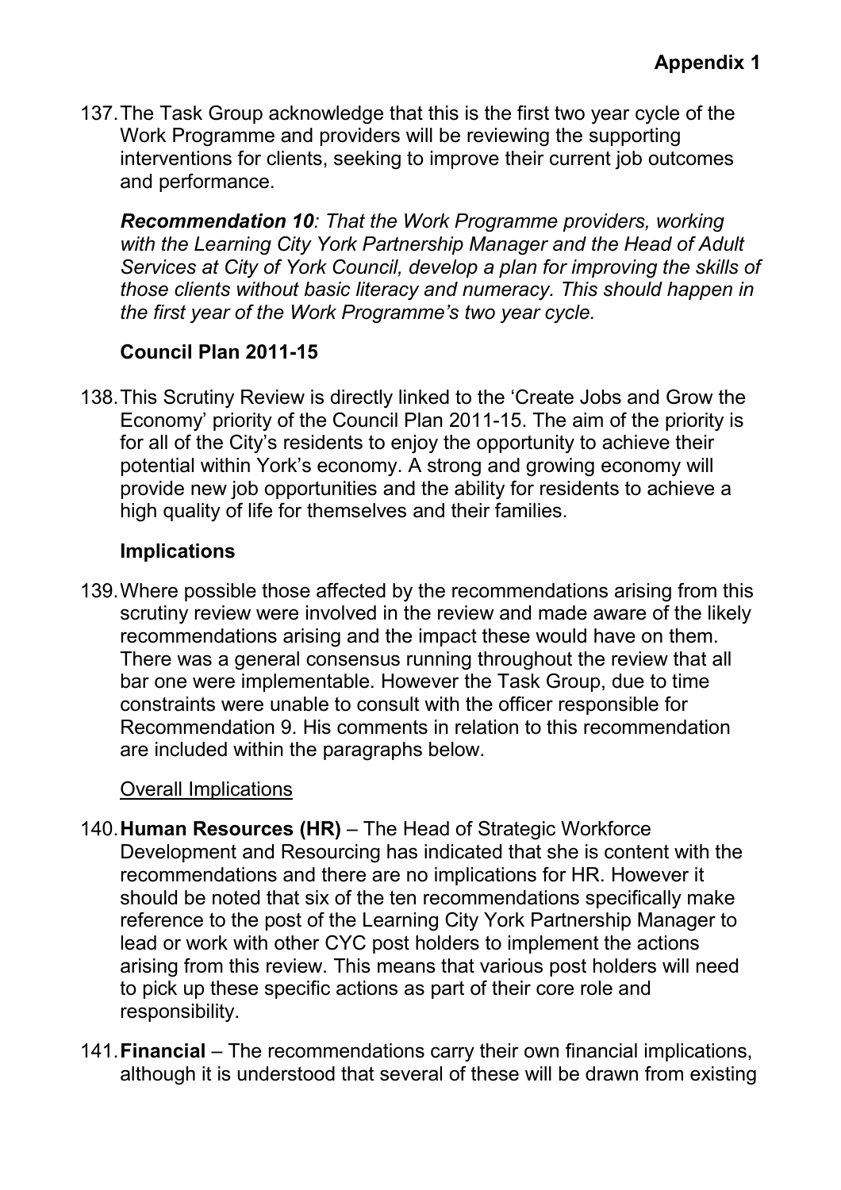137. The Task Group acknowledge that this is the first two year cycle of the Work Programme and providers will be reviewing the supporting interventions for clients, seeking to improve their current job outcomes and performance.

***Recommendation 10**: That the Work Programme providers, working with the Learning City York Partnership Manager and the Head of Adult Services at City of York Council, develop a plan for improving the skills of those clients without basic literacy and numeracy. This should happen in the first year of the Work Programme's two year cycle.*

### Council Plan 2011-15

138. This Scrutiny Review is directly linked to the 'Create Jobs and Grow the Economy' priority of the Council Plan 2011-15. The aim of the priority is for all of the City's residents to enjoy the opportunity to achieve their potential within York's economy. A strong and growing economy will provide new job opportunities and the ability for residents to achieve a high quality of life for themselves and their families.

### Implications

139. Where possible those affected by the recommendations arising from this scrutiny review were involved in the review and made aware of the likely recommendations arising and the impact these would have on them. There was a general consensus running throughout the review that all bar one were implementable. However the Task Group, due to time constraints were unable to consult with the officer responsible for Recommendation 9. His comments in relation to this recommendation are included within the paragraphs below.

<u>Overall Implications</u>

140. **Human Resources (HR)** – The Head of Strategic Workforce Development and Resourcing has indicated that she is content with the recommendations and there are no implications for HR. However it should be noted that six of the ten recommendations specifically make reference to the post of the Learning City York Partnership Manager to lead or work with other CYC post holders to implement the actions arising from this review. This means that various post holders will need to pick up these specific actions as part of their core role and responsibility.

141. **Financial** – The recommendations carry their own financial implications, although it is understood that several of these will be drawn from existing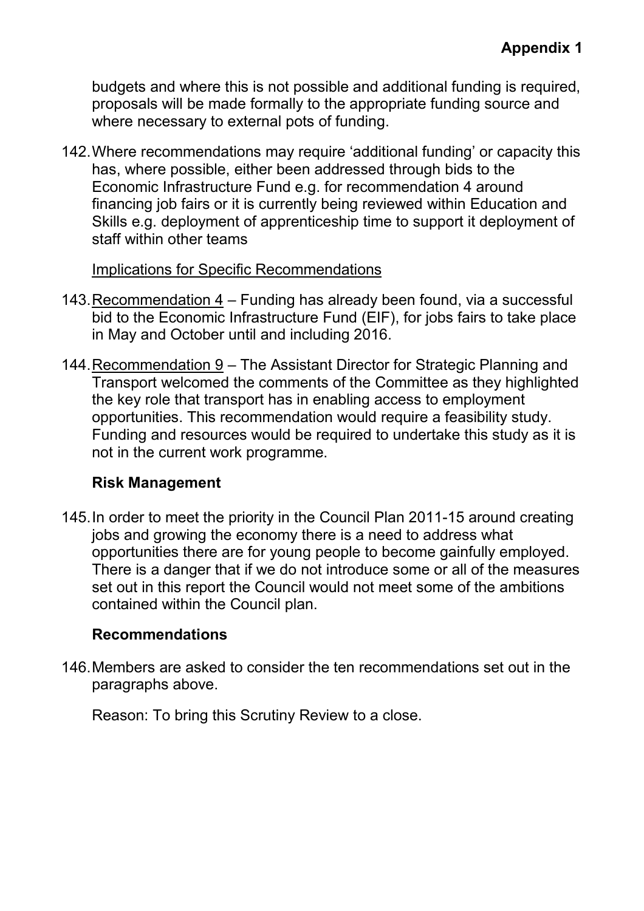budgets and where this is not possible and additional funding is required, proposals will be made formally to the appropriate funding source and where necessary to external pots of funding.

142. Where recommendations may require 'additional funding' or capacity this has, where possible, either been addressed through bids to the Economic Infrastructure Fund e.g. for recommendation 4 around financing job fairs or it is currently being reviewed within Education and Skills e.g. deployment of apprenticeship time to support it deployment of staff within other teams

Implications for Specific Recommendations

143. Recommendation 4 – Funding has already been found, via a successful bid to the Economic Infrastructure Fund (EIF), for jobs fairs to take place in May and October until and including 2016.

144. Recommendation 9 – The Assistant Director for Strategic Planning and Transport welcomed the comments of the Committee as they highlighted the key role that transport has in enabling access to employment opportunities. This recommendation would require a feasibility study. Funding and resources would be required to undertake this study as it is not in the current work programme.

### Risk Management

145. In order to meet the priority in the Council Plan 2011-15 around creating jobs and growing the economy there is a need to address what opportunities there are for young people to become gainfully employed. There is a danger that if we do not introduce some or all of the measures set out in this report the Council would not meet some of the ambitions contained within the Council plan.

### Recommendations

146. Members are asked to consider the ten recommendations set out in the paragraphs above.

Reason: To bring this Scrutiny Review to a close.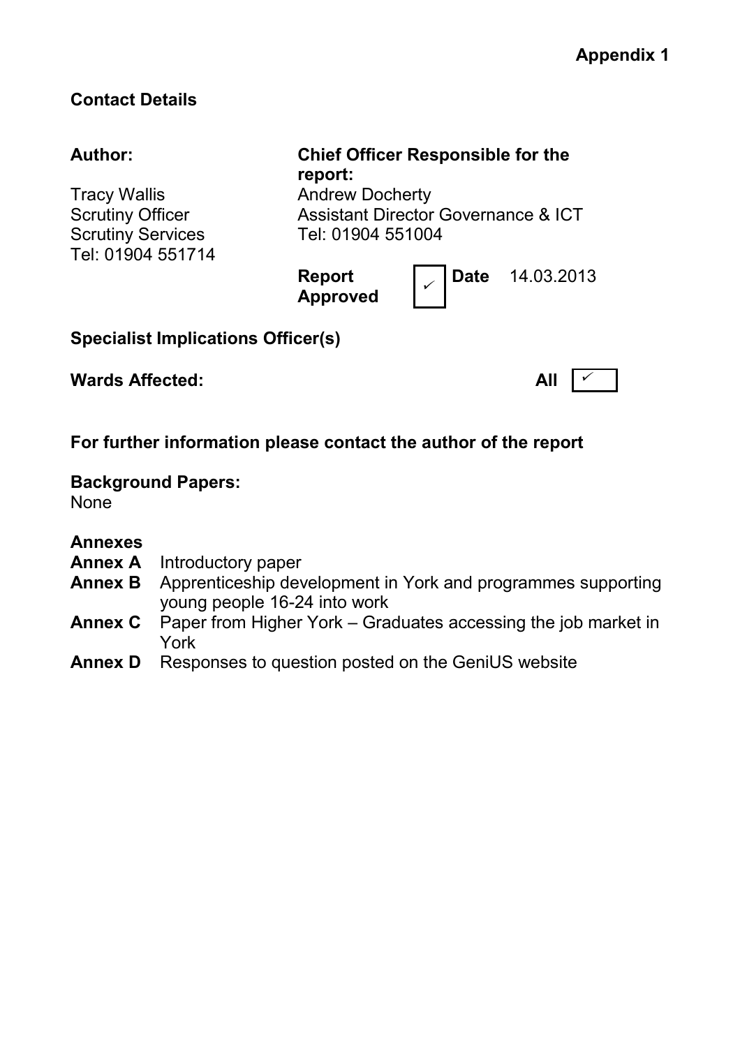**Appendix 1**

**Contact Details**

| | |
|---|---|
| **Author:** | **Chief Officer Responsible for the report:** |
| Tracy Wallis<br>Scrutiny Officer<br>Scrutiny Services<br>Tel: 01904 551714 | Andrew Docherty<br>Assistant Director Governance & ICT<br>Tel: 01904 551004 |
| | **Report Approved** ✓ **Date** 14.03.2013 |

**Specialist Implications Officer(s)**

**Wards Affected:** **All** ✓

**For further information please contact the author of the report**

**Background Papers:**
None

**Annexes**

**Annex A** Introductory paper
**Annex B** Apprenticeship development in York and programmes supporting young people 16-24 into work
**Annex C** Paper from Higher York – Graduates accessing the job market in York
**Annex D** Responses to question posted on the GeniUS website